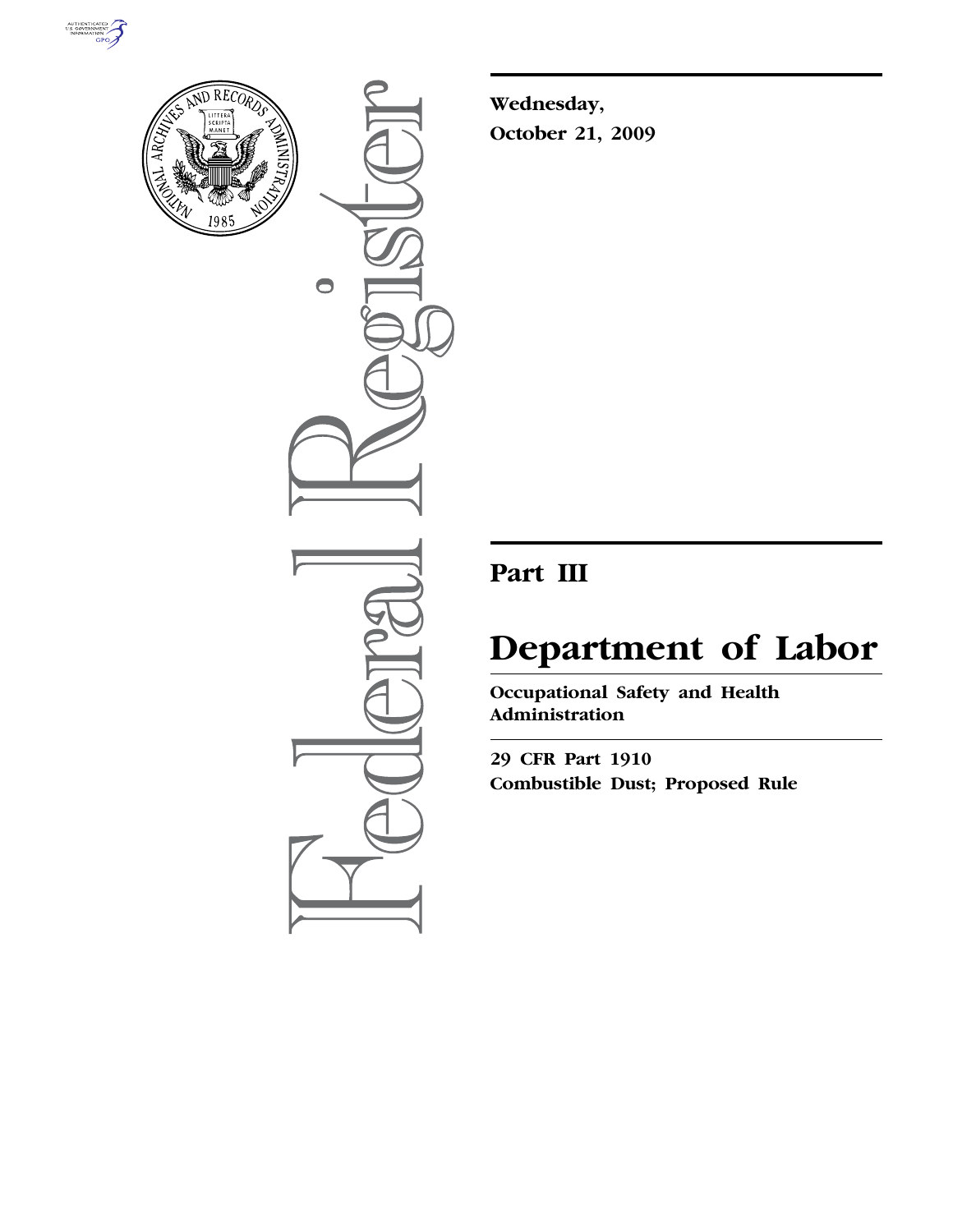Wednesday,

October 21, 2009

# Part III

# Department of Labor

## Occupational Safety and Health Administration

29 CFR Part 1910

Combustible Dust; Proposed Rule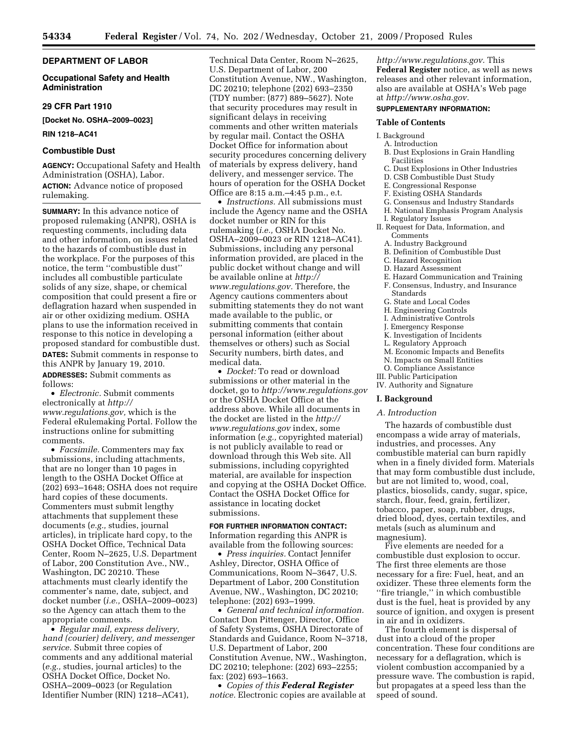## DEPARTMENT OF LABOR

### Occupational Safety and Health Administration

### 29 CFR Part 1910

**[Docket No. OSHA–2009–0023]**

**RIN 1218–AC41**

### Combustible Dust

**AGENCY:** Occupational Safety and Health Administration (OSHA), Labor.

**ACTION:** Advance notice of proposed rulemaking.

**SUMMARY:** In this advance notice of proposed rulemaking (ANPR), OSHA is requesting comments, including data and other information, on issues related to the hazards of combustible dust in the workplace. For the purposes of this notice, the term ''combustible dust'' includes all combustible particulate solids of any size, shape, or chemical composition that could present a fire or deflagration hazard when suspended in air or other oxidizing medium. OSHA plans to use the information received in response to this notice in developing a proposed standard for combustible dust.

**DATES:** Submit comments in response to this ANPR by January 19, 2010.

**ADDRESSES:** Submit comments as follows:

- *Electronic.* Submit comments electronically at *http://www.regulations.gov,* which is the Federal eRulemaking Portal. Follow the instructions online for submitting comments.
- *Facsimile.* Commenters may fax submissions, including attachments, that are no longer than 10 pages in length to the OSHA Docket Office at (202) 693–1648; OSHA does not require hard copies of these documents. Commenters must submit lengthy attachments that supplement these documents (*e.g.,* studies, journal articles), in triplicate hard copy, to the OSHA Docket Office, Technical Data Center, Room N–2625, U.S. Department of Labor, 200 Constitution Ave., NW., Washington, DC 20210. These attachments must clearly identify the commenter's name, date, subject, and docket number (*i.e.,* OSHA–2009–0023) so the Agency can attach them to the appropriate comments.
- *Regular mail, express delivery, hand (courier) delivery, and messenger service.* Submit three copies of comments and any additional material (*e.g.,* studies, journal articles) to the OSHA Docket Office, Docket No. OSHA–2009–0023 (or Regulation Identifier Number (RIN) 1218–AC41), Technical Data Center, Room N–2625, U.S. Department of Labor, 200 Constitution Avenue, NW., Washington, DC 20210; telephone (202) 693–2350 (TDY number: (877) 889–5627). Note that security procedures may result in significant delays in receiving comments and other written materials by regular mail. Contact the OSHA Docket Office for information about security procedures concerning delivery of materials by express delivery, hand delivery, and messenger service. The hours of operation for the OSHA Docket Office are 8:15 a.m.–4:45 p.m., e.t.
- *Instructions.* All submissions must include the Agency name and the OSHA docket number or RIN for this rulemaking (*i.e.,* OSHA Docket No. OSHA–2009–0023 or RIN 1218–AC41). Submissions, including any personal information provided, are placed in the public docket without change and will be available online at *http://www.regulations.gov.* Therefore, the Agency cautions commenters about submitting statements they do not want made available to the public, or submitting comments that contain personal information (either about themselves or others) such as Social Security numbers, birth dates, and medical data.
- *Docket:* To read or download submissions or other material in the docket, go to *http://www.regulations.gov* or the OSHA Docket Office at the address above. While all documents in the docket are listed in the *http://www.regulations.gov* index, some information (*e.g.,* copyrighted material) is not publicly available to read or download through this Web site. All submissions, including copyrighted material, are available for inspection and copying at the OSHA Docket Office. Contact the OSHA Docket Office for assistance in locating docket submissions.

**FOR FURTHER INFORMATION CONTACT:** Information regarding this ANPR is available from the following sources:

- *Press inquiries.* Contact Jennifer Ashley, Director, OSHA Office of Communications, Room N–3647, U.S. Department of Labor, 200 Constitution Avenue, NW., Washington, DC 20210; telephone: (202) 693–1999.
- *General and technical information.* Contact Don Pittenger, Director, Office of Safety Systems, OSHA Directorate of Standards and Guidance, Room N–3718, U.S. Department of Labor, 200 Constitution Avenue, NW., Washington, DC 20210; telephone: (202) 693–2255; fax: (202) 693–1663.
- *Copies of this **Federal Register** notice.* Electronic copies are available at *http://www.regulations.gov.* This **Federal Register** notice, as well as news releases and other relevant information, also are available at OSHA's Web page at *http://www.osha.gov.*

**SUPPLEMENTARY INFORMATION:**

**Table of Contents**

I. Background
  A. Introduction
  B. Dust Explosions in Grain Handling Facilities
  C. Dust Explosions in Other Industries
  D. CSB Combustible Dust Study
  E. Congressional Response
  F. Existing OSHA Standards
  G. Consensus and Industry Standards
  H. National Emphasis Program Analysis
  I. Regulatory Issues
II. Request for Data, Information, and Comments
  A. Industry Background
  B. Definition of Combustible Dust
  C. Hazard Recognition
  D. Hazard Assessment
  E. Hazard Communication and Training
  F. Consensus, Industry, and Insurance Standards
  G. State and Local Codes
  H. Engineering Controls
  I. Administrative Controls
  J. Emergency Response
  K. Investigation of Incidents
  L. Regulatory Approach
  M. Economic Impacts and Benefits
  N. Impacts on Small Entities
  O. Compliance Assistance
III. Public Participation
IV. Authority and Signature

## I. Background

### *A. Introduction*

The hazards of combustible dust encompass a wide array of materials, industries, and processes. Any combustible material can burn rapidly when in a finely divided form. Materials that may form combustible dust include, but are not limited to, wood, coal, plastics, biosolids, candy, sugar, spice, starch, flour, feed, grain, fertilizer, tobacco, paper, soap, rubber, drugs, dried blood, dyes, certain textiles, and metals (such as aluminum and magnesium).

Five elements are needed for a combustible dust explosion to occur. The first three elements are those necessary for a fire: Fuel, heat, and an oxidizer. These three elements form the ''fire triangle,'' in which combustible dust is the fuel, heat is provided by any source of ignition, and oxygen is present in air and in oxidizers.

The fourth element is dispersal of dust into a cloud of the proper concentration. These four conditions are necessary for a deflagration, which is violent combustion accompanied by a pressure wave. The combustion is rapid, but propagates at a speed less than the speed of sound.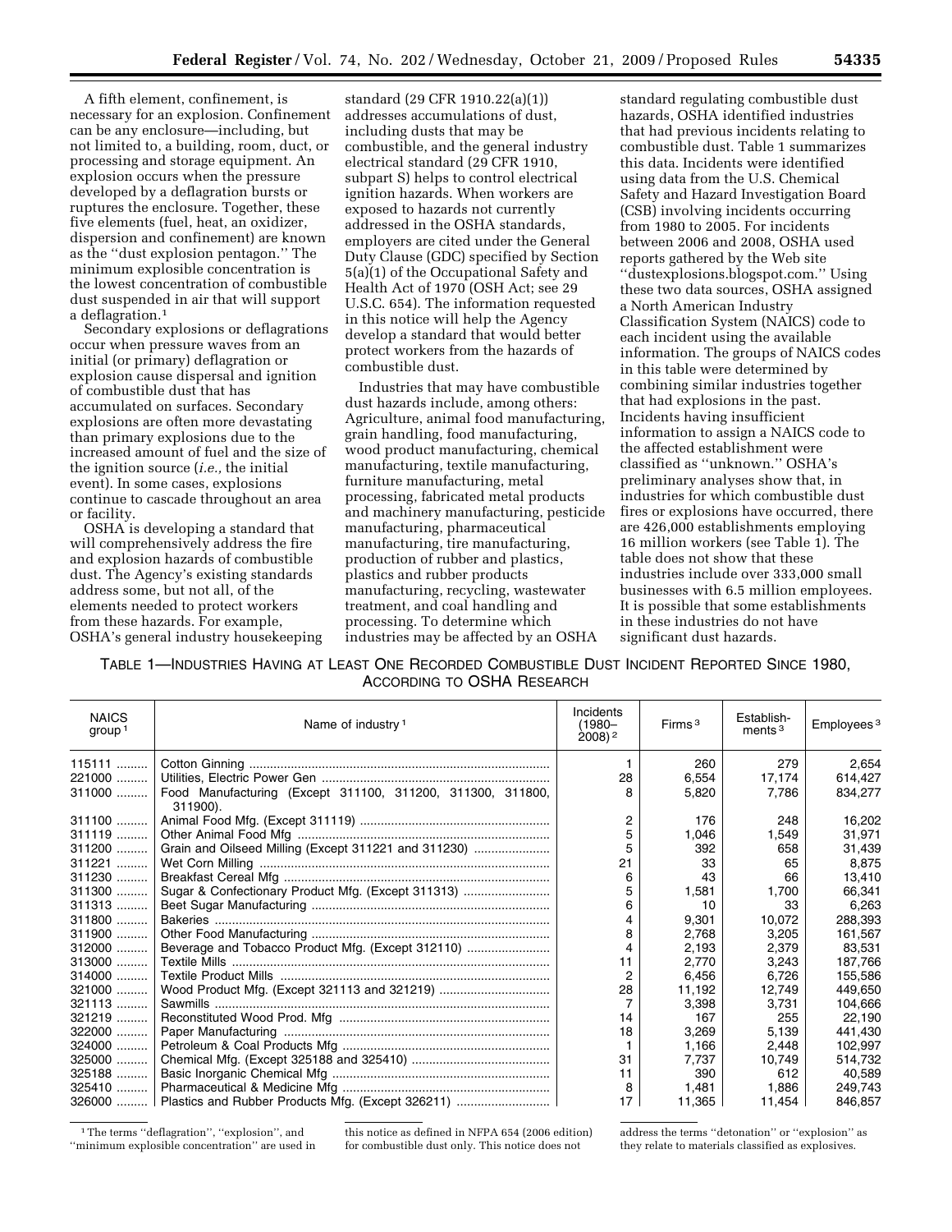A fifth element, confinement, is necessary for an explosion. Confinement can be any enclosure—including, but not limited to, a building, room, duct, or processing and storage equipment. An explosion occurs when the pressure developed by a deflagration bursts or ruptures the enclosure. Together, these five elements (fuel, heat, an oxidizer, dispersion and confinement) are known as the ''dust explosion pentagon.'' The minimum explosible concentration is the lowest concentration of combustible dust suspended in air that will support a deflagration.[1]

Secondary explosions or deflagrations occur when pressure waves from an initial (or primary) deflagration or explosion cause dispersal and ignition of combustible dust that has accumulated on surfaces. Secondary explosions are often more devastating than primary explosions due to the increased amount of fuel and the size of the ignition source (*i.e.,* the initial event). In some cases, explosions continue to cascade throughout an area or facility.

OSHA is developing a standard that will comprehensively address the fire and explosion hazards of combustible dust. The Agency's existing standards address some, but not all, of the elements needed to protect workers from these hazards. For example, OSHA's general industry housekeeping standard (29 CFR 1910.22(a)(1)) addresses accumulations of dust, including dusts that may be combustible, and the general industry electrical standard (29 CFR 1910, subpart S) helps to control electrical ignition hazards. When workers are exposed to hazards not currently addressed in the OSHA standards, employers are cited under the General Duty Clause (GDC) specified by Section 5(a)(1) of the Occupational Safety and Health Act of 1970 (OSH Act; see 29 U.S.C. 654). The information requested in this notice will help the Agency develop a standard that would better protect workers from the hazards of combustible dust.

Industries that may have combustible dust hazards include, among others: Agriculture, animal food manufacturing, grain handling, food manufacturing, wood product manufacturing, chemical manufacturing, textile manufacturing, furniture manufacturing, metal processing, fabricated metal products and machinery manufacturing, pesticide manufacturing, pharmaceutical manufacturing, tire manufacturing, production of rubber and plastics, plastics and rubber products manufacturing, recycling, wastewater treatment, and coal handling and processing. To determine which industries may be affected by an OSHA standard regulating combustible dust hazards, OSHA identified industries that had previous incidents relating to combustible dust. Table 1 summarizes this data. Incidents were identified using data from the U.S. Chemical Safety and Hazard Investigation Board (CSB) involving incidents occurring from 1980 to 2005. For incidents between 2006 and 2008, OSHA used reports gathered by the Web site ''dustexplosions.blogspot.com.'' Using these two data sources, OSHA assigned a North American Industry Classification System (NAICS) code to each incident using the available information. The groups of NAICS codes in this table were determined by combining similar industries together that had explosions in the past. Incidents having insufficient information to assign a NAICS code to the affected establishment were classified as ''unknown.'' OSHA's preliminary analyses show that, in industries for which combustible dust fires or explosions have occurred, there are 426,000 establishments employing 16 million workers (see Table 1). The table does not show that these industries include over 333,000 small businesses with 6.5 million employees. It is possible that some establishments in these industries do not have significant dust hazards.

TABLE 1—INDUSTRIES HAVING AT LEAST ONE RECORDED COMBUSTIBLE DUST INCIDENT REPORTED SINCE 1980, ACCORDING TO OSHA RESEARCH

| NAICS group[1] | Name of industry[1] | Incidents (1980–2008)[2] | Firms[3] | Establishments[3] | Employees[3] |
|---|---|---|---|---|---|
| 115111 | Cotton Ginning | 1 | 260 | 279 | 2,654 |
| 221000 | Utilities, Electric Power Gen | 28 | 6,554 | 17,174 | 614,427 |
| 311000 | Food Manufacturing (Except 311100, 311200, 311300, 311800, 311900). | 8 | 5,820 | 7,786 | 834,277 |
| 311100 | Animal Food Mfg. (Except 311119) | 2 | 176 | 248 | 16,202 |
| 311119 | Other Animal Food Mfg | 5 | 1,046 | 1,549 | 31,971 |
| 311200 | Grain and Oilseed Milling (Except 311221 and 311230) | 5 | 392 | 658 | 31,439 |
| 311221 | Wet Corn Milling | 21 | 33 | 65 | 8,875 |
| 311230 | Breakfast Cereal Mfg | 6 | 43 | 66 | 13,410 |
| 311300 | Sugar & Confectionary Product Mfg. (Except 311313) | 5 | 1,581 | 1,700 | 66,341 |
| 311313 | Beet Sugar Manufacturing | 6 | 10 | 33 | 6,263 |
| 311800 | Bakeries | 4 | 9,301 | 10,072 | 288,393 |
| 311900 | Other Food Manufacturing | 8 | 2,768 | 3,205 | 161,567 |
| 312000 | Beverage and Tobacco Product Mfg. (Except 312110) | 4 | 2,193 | 2,379 | 83,531 |
| 313000 | Textile Mills | 11 | 2,770 | 3,243 | 187,766 |
| 314000 | Textile Product Mills | 2 | 6,456 | 6,726 | 155,586 |
| 321000 | Wood Product Mfg. (Except 321113 and 321219) | 28 | 11,192 | 12,749 | 449,650 |
| 321113 | Sawmills | 7 | 3,398 | 3,731 | 104,666 |
| 321219 | Reconstituted Wood Prod. Mfg | 14 | 167 | 255 | 22,190 |
| 322000 | Paper Manufacturing | 18 | 3,269 | 5,139 | 441,430 |
| 324000 | Petroleum & Coal Products Mfg | 1 | 1,166 | 2,448 | 102,997 |
| 325000 | Chemical Mfg. (Except 325188 and 325410) | 31 | 7,737 | 10,749 | 514,732 |
| 325188 | Basic Inorganic Chemical Mfg | 11 | 390 | 612 | 40,589 |
| 325410 | Pharmaceutical & Medicine Mfg | 8 | 1,481 | 1,886 | 249,743 |
| 326000 | Plastics and Rubber Products Mfg. (Except 326211) | 17 | 11,365 | 11,454 | 846,857 |

[1] The terms ''deflagration'', ''explosion'', and ''minimum explosible concentration'' are used in this notice as defined in NFPA 654 (2006 edition) for combustible dust only. This notice does not address the terms ''detonation'' or ''explosion'' as they relate to materials classified as explosives.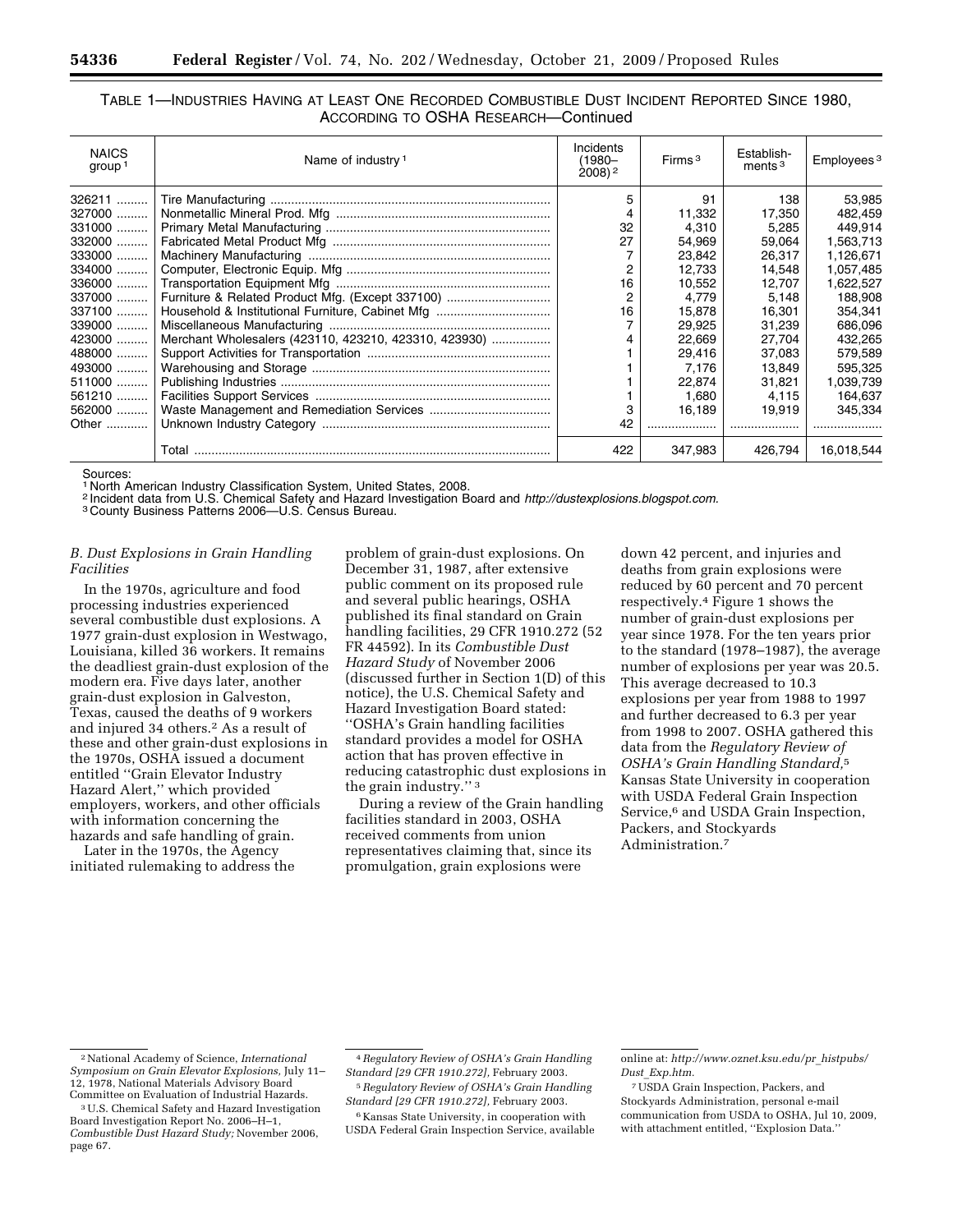TABLE 1—INDUSTRIES HAVING AT LEAST ONE RECORDED COMBUSTIBLE DUST INCIDENT REPORTED SINCE 1980, ACCORDING TO OSHA RESEARCH—Continued

| NAICS group [1] | Name of industry [1] | Incidents (1980–2008) [2] | Firms [3] | Establishments [3] | Employees [3] |
|---|---|---|---|---|---|
| 326211 | Tire Manufacturing | 5 | 91 | 138 | 53,985 |
| 327000 | Nonmetallic Mineral Prod. Mfg | 4 | 11,332 | 17,350 | 482,459 |
| 331000 | Primary Metal Manufacturing | 32 | 4,310 | 5,285 | 449,914 |
| 332000 | Fabricated Metal Product Mfg | 27 | 54,969 | 59,064 | 1,563,713 |
| 333000 | Machinery Manufacturing | 7 | 23,842 | 26,317 | 1,126,671 |
| 334000 | Computer, Electronic Equip. Mfg | 2 | 12,733 | 14,548 | 1,057,485 |
| 336000 | Transportation Equipment Mfg | 16 | 10,552 | 12,707 | 1,622,527 |
| 337000 | Furniture & Related Product Mfg. (Except 337100) | 2 | 4,779 | 5,148 | 188,908 |
| 337100 | Household & Institutional Furniture, Cabinet Mfg | 16 | 15,878 | 16,301 | 354,341 |
| 339000 | Miscellaneous Manufacturing | 7 | 29,925 | 31,239 | 686,096 |
| 423000 | Merchant Wholesalers (423110, 423210, 423310, 423930) | 4 | 22,669 | 27,704 | 432,265 |
| 488000 | Support Activities for Transportation | 1 | 29,416 | 37,083 | 579,589 |
| 493000 | Warehousing and Storage | 1 | 7,176 | 13,849 | 595,325 |
| 511000 | Publishing Industries | 1 | 22,874 | 31,821 | 1,039,739 |
| 561210 | Facilities Support Services | 1 | 1,680 | 4,115 | 164,637 |
| 562000 | Waste Management and Remediation Services | 3 | 16,189 | 19,919 | 345,334 |
| Other | Unknown Industry Category | 42 | | | |
| | Total | 422 | 347,983 | 426,794 | 16,018,544 |

Sources:
[1] North American Industry Classification System, United States, 2008.
[2] Incident data from U.S. Chemical Safety and Hazard Investigation Board and *http://dustexplosions.blogspot.com.*
[3] County Business Patterns 2006—U.S. Census Bureau.

### *B. Dust Explosions in Grain Handling Facilities*

In the 1970s, agriculture and food processing industries experienced several combustible dust explosions. A 1977 grain-dust explosion in Westwago, Louisiana, killed 36 workers. It remains the deadliest grain-dust explosion of the modern era. Five days later, another grain-dust explosion in Galveston, Texas, caused the deaths of 9 workers and injured 34 others.[2] As a result of these and other grain-dust explosions in the 1970s, OSHA issued a document entitled ''Grain Elevator Industry Hazard Alert,'' which provided employers, workers, and other officials with information concerning the hazards and safe handling of grain.

Later in the 1970s, the Agency initiated rulemaking to address the problem of grain-dust explosions. On December 31, 1987, after extensive public comment on its proposed rule and several public hearings, OSHA published its final standard on Grain handling facilities, 29 CFR 1910.272 (52 FR 44592). In its *Combustible Dust Hazard Study* of November 2006 (discussed further in Section 1(D) of this notice), the U.S. Chemical Safety and Hazard Investigation Board stated: ''OSHA's Grain handling facilities standard provides a model for OSHA action that has proven effective in reducing catastrophic dust explosions in the grain industry.'' [3]

During a review of the Grain handling facilities standard in 2003, OSHA received comments from union representatives claiming that, since its promulgation, grain explosions were down 42 percent, and injuries and deaths from grain explosions were reduced by 60 percent and 70 percent respectively.[4] Figure 1 shows the number of grain-dust explosions per year since 1978. For the ten years prior to the standard (1978–1987), the average number of explosions per year was 20.5. This average decreased to 10.3 explosions per year from 1988 to 1997 and further decreased to 6.3 per year from 1998 to 2007. OSHA gathered this data from the *Regulatory Review of OSHA's Grain Handling Standard*,[5] Kansas State University in cooperation with USDA Federal Grain Inspection Service,[6] and USDA Grain Inspection, Packers, and Stockyards Administration.[7]

---

[2] National Academy of Science, *International Symposium on Grain Elevator Explosions,* July 11–12, 1978, National Materials Advisory Board Committee on Evaluation of Industrial Hazards.

[3] U.S. Chemical Safety and Hazard Investigation Board Investigation Report No. 2006–H–1, *Combustible Dust Hazard Study;* November 2006, page 67.

[4] *Regulatory Review of OSHA's Grain Handling Standard [29 CFR 1910.272],* February 2003.

[5] *Regulatory Review of OSHA's Grain Handling Standard [29 CFR 1910.272],* February 2003.

[6] Kansas State University, in cooperation with USDA Federal Grain Inspection Service, available online at: *http://www.oznet.ksu.edu/pr_histpubs/Dust_Exp.htm.*

[7] USDA Grain Inspection, Packers, and Stockyards Administration, personal e-mail communication from USDA to OSHA, Jul 10, 2009, with attachment entitled, ''Explosion Data.''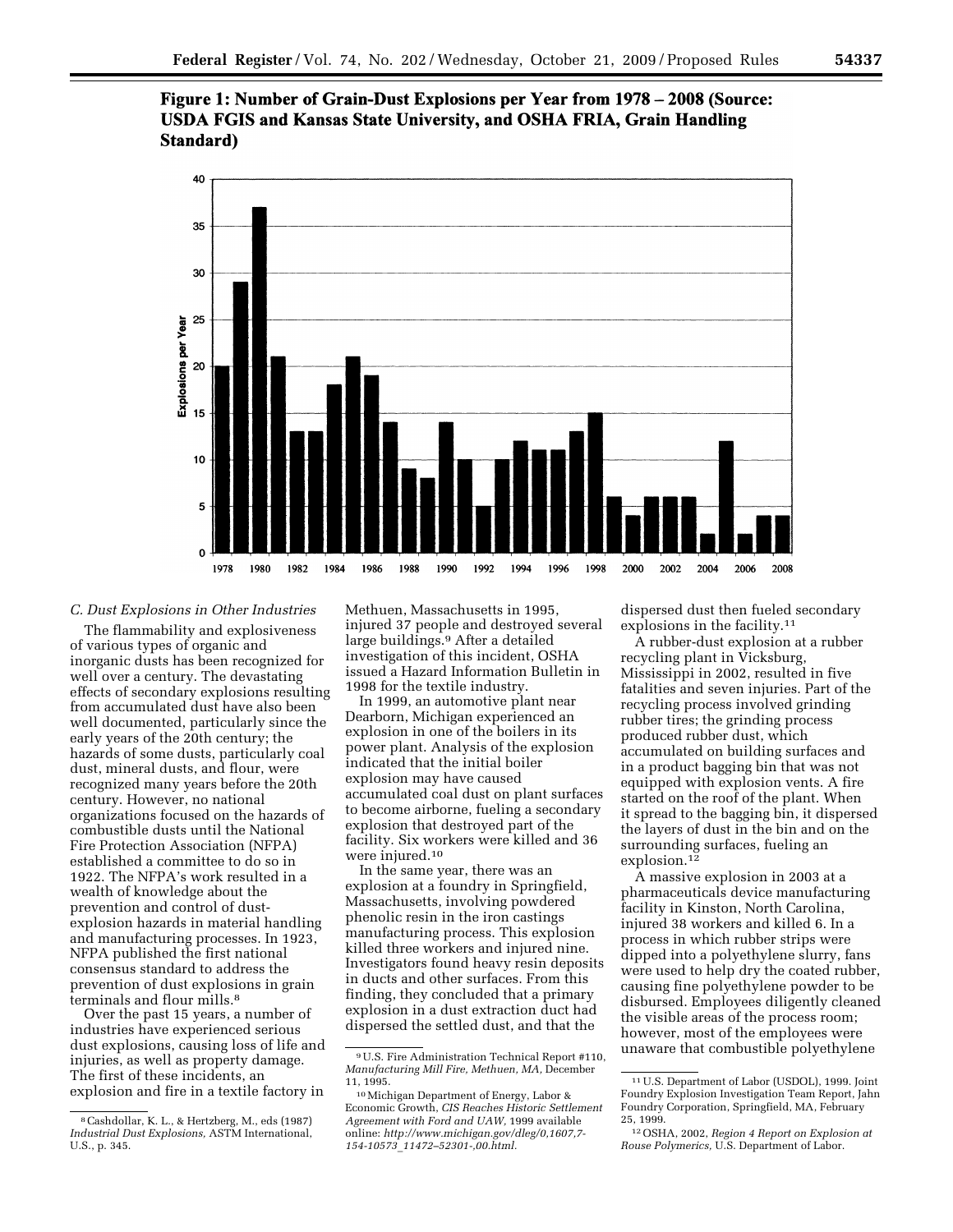**Figure 1: Number of Grain-Dust Explosions per Year from 1978 – 2008 (Source: USDA FGIS and Kansas State University, and OSHA FRIA, Grain Handling Standard)**

### *C. Dust Explosions in Other Industries*

The flammability and explosiveness of various types of organic and inorganic dusts has been recognized for well over a century. The devastating effects of secondary explosions resulting from accumulated dust have also been well documented, particularly since the early years of the 20th century; the hazards of some dusts, particularly coal dust, mineral dusts, and flour, were recognized many years before the 20th century. However, no national organizations focused on the hazards of combustible dusts until the National Fire Protection Association (NFPA) established a committee to do so in 1922. The NFPA's work resulted in a wealth of knowledge about the prevention and control of dust-explosion hazards in material handling and manufacturing processes. In 1923, NFPA published the first national consensus standard to address the prevention of dust explosions in grain terminals and flour mills.[8]

Over the past 15 years, a number of industries have experienced serious dust explosions, causing loss of life and injuries, as well as property damage. The first of these incidents, an explosion and fire in a textile factory in Methuen, Massachusetts in 1995, injured 37 people and destroyed several large buildings.[9] After a detailed investigation of this incident, OSHA issued a Hazard Information Bulletin in 1998 for the textile industry.

In 1999, an automotive plant near Dearborn, Michigan experienced an explosion in one of the boilers in its power plant. Analysis of the explosion indicated that the initial boiler explosion may have caused accumulated coal dust on plant surfaces to become airborne, fueling a secondary explosion that destroyed part of the facility. Six workers were killed and 36 were injured.[10]

In the same year, there was an explosion at a foundry in Springfield, Massachusetts, involving powdered phenolic resin in the iron castings manufacturing process. This explosion killed three workers and injured nine. Investigators found heavy resin deposits in ducts and other surfaces. From this finding, they concluded that a primary explosion in a dust extraction duct had dispersed the settled dust, and that the dispersed dust then fueled secondary explosions in the facility.[11]

A rubber-dust explosion at a rubber recycling plant in Vicksburg, Mississippi in 2002, resulted in five fatalities and seven injuries. Part of the recycling process involved grinding rubber tires; the grinding process produced rubber dust, which accumulated on building surfaces and in a product bagging bin that was not equipped with explosion vents. A fire started on the roof of the plant. When it spread to the bagging bin, it dispersed the layers of dust in the bin and on the surrounding surfaces, fueling an explosion.[12]

A massive explosion in 2003 at a pharmaceuticals device manufacturing facility in Kinston, North Carolina, injured 38 workers and killed 6. In a process in which rubber strips were dipped into a polyethylene slurry, fans were used to help dry the coated rubber, causing fine polyethylene powder to be disbursed. Employees diligently cleaned the visible areas of the process room; however, most of the employees were unaware that combustible polyethylene

---

[8] Cashdollar, K. L., & Hertzberg, M., eds (1987) *Industrial Dust Explosions,* ASTM International, U.S., p. 345.

[9] U.S. Fire Administration Technical Report #110, *Manufacturing Mill Fire, Methuen, MA,* December 11, 1995.

[10] Michigan Department of Energy, Labor & Economic Growth, *CIS Reaches Historic Settlement Agreement with Ford and UAW,* 1999 available online: *http://www.michigan.gov/dleg/0,1607,7-154-10573_11472–52301-,00.html.*

[11] U.S. Department of Labor (USDOL), 1999. Joint Foundry Explosion Investigation Team Report, Jahn Foundry Corporation, Springfield, MA, February 25, 1999.

[12] OSHA, 2002, *Region 4 Report on Explosion at Rouse Polymerics,* U.S. Department of Labor.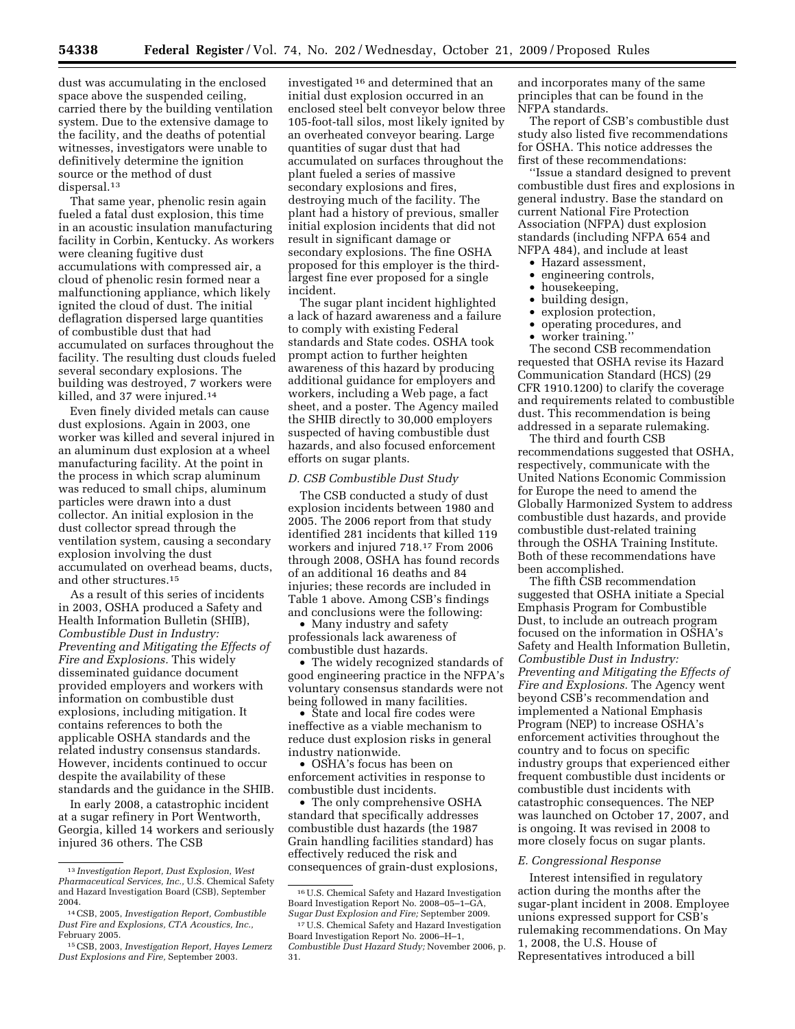dust was accumulating in the enclosed space above the suspended ceiling, carried there by the building ventilation system. Due to the extensive damage to the facility, and the deaths of potential witnesses, investigators were unable to definitively determine the ignition source or the method of dust dispersal.[13]

That same year, phenolic resin again fueled a fatal dust explosion, this time in an acoustic insulation manufacturing facility in Corbin, Kentucky. As workers were cleaning fugitive dust accumulations with compressed air, a cloud of phenolic resin formed near a malfunctioning appliance, which likely ignited the cloud of dust. The initial deflagration dispersed large quantities of combustible dust that had accumulated on surfaces throughout the facility. The resulting dust clouds fueled several secondary explosions. The building was destroyed, 7 workers were killed, and 37 were injured.[14]

Even finely divided metals can cause dust explosions. Again in 2003, one worker was killed and several injured in an aluminum dust explosion at a wheel manufacturing facility. At the point in the process in which scrap aluminum was reduced to small chips, aluminum particles were drawn into a dust collector. An initial explosion in the dust collector spread through the ventilation system, causing a secondary explosion involving the dust accumulated on overhead beams, ducts, and other structures.[15]

As a result of this series of incidents in 2003, OSHA produced a Safety and Health Information Bulletin (SHIB), *Combustible Dust in Industry: Preventing and Mitigating the Effects of Fire and Explosions.* This widely disseminated guidance document provided employers and workers with information on combustible dust explosions, including mitigation. It contains references to both the applicable OSHA standards and the related industry consensus standards. However, incidents continued to occur despite the availability of these standards and the guidance in the SHIB.

In early 2008, a catastrophic incident at a sugar refinery in Port Wentworth, Georgia, killed 14 workers and seriously injured 36 others. The CSB investigated[16] and determined that an initial dust explosion occurred in an enclosed steel belt conveyor below three 105-foot-tall silos, most likely ignited by an overheated conveyor bearing. Large quantities of sugar dust that had accumulated on surfaces throughout the plant fueled a series of massive secondary explosions and fires, destroying much of the facility. The plant had a history of previous, smaller initial explosion incidents that did not result in significant damage or secondary explosions. The fine OSHA proposed for this employer is the third-largest fine ever proposed for a single incident.

The sugar plant incident highlighted a lack of hazard awareness and a failure to comply with existing Federal standards and State codes. OSHA took prompt action to further heighten awareness of this hazard by producing additional guidance for employers and workers, including a Web page, a fact sheet, and a poster. The Agency mailed the SHIB directly to 30,000 employers suspected of having combustible dust hazards, and also focused enforcement efforts on sugar plants.

### *D. CSB Combustible Dust Study*

The CSB conducted a study of dust explosion incidents between 1980 and 2005. The 2006 report from that study identified 281 incidents that killed 119 workers and injured 718.[17] From 2006 through 2008, OSHA has found records of an additional 16 deaths and 84 injuries; these records are included in Table 1 above. Among CSB's findings and conclusions were the following:

- Many industry and safety professionals lack awareness of combustible dust hazards.
- The widely recognized standards of good engineering practice in the NFPA's voluntary consensus standards were not being followed in many facilities.
- State and local fire codes were ineffective as a viable mechanism to reduce dust explosion risks in general industry nationwide.
- OSHA's focus has been on enforcement activities in response to combustible dust incidents.
- The only comprehensive OSHA standard that specifically addresses combustible dust hazards (the 1987 Grain handling facilities standard) has effectively reduced the risk and consequences of grain-dust explosions, and incorporates many of the same principles that can be found in the NFPA standards.

The report of CSB's combustible dust study also listed five recommendations for OSHA. This notice addresses the first of these recommendations:

''Issue a standard designed to prevent combustible dust fires and explosions in general industry. Base the standard on current National Fire Protection Association (NFPA) dust explosion standards (including NFPA 654 and NFPA 484), and include at least

- Hazard assessment,
- engineering controls,
- housekeeping,
- building design,
- explosion protection,
- operating procedures, and
- worker training.''

The second CSB recommendation requested that OSHA revise its Hazard Communication Standard (HCS) (29 CFR 1910.1200) to clarify the coverage and requirements related to combustible dust. This recommendation is being addressed in a separate rulemaking.

The third and fourth CSB recommendations suggested that OSHA, respectively, communicate with the United Nations Economic Commission for Europe the need to amend the Globally Harmonized System to address combustible dust hazards, and provide combustible dust-related training through the OSHA Training Institute. Both of these recommendations have been accomplished.

The fifth CSB recommendation suggested that OSHA initiate a Special Emphasis Program for Combustible Dust, to include an outreach program focused on the information in OSHA's Safety and Health Information Bulletin, *Combustible Dust in Industry: Preventing and Mitigating the Effects of Fire and Explosions.* The Agency went beyond CSB's recommendation and implemented a National Emphasis Program (NEP) to increase OSHA's enforcement activities throughout the country and to focus on specific industry groups that experienced either frequent combustible dust incidents or combustible dust incidents with catastrophic consequences. The NEP was launched on October 17, 2007, and is ongoing. It was revised in 2008 to more closely focus on sugar plants.

### *E. Congressional Response*

Interest intensified in regulatory action during the months after the sugar-plant incident in 2008. Employee unions expressed support for CSB's rulemaking recommendations. On May 1, 2008, the U.S. House of Representatives introduced a bill

---

[13] *Investigation Report, Dust Explosion, West Pharmaceutical Services, Inc.*, U.S. Chemical Safety and Hazard Investigation Board (CSB), September 2004.

[14] CSB, 2005, *Investigation Report, Combustible Dust Fire and Explosions, CTA Acoustics, Inc.*, February 2005.

[15] CSB, 2003, *Investigation Report, Hayes Lemerz Dust Explosions and Fire,* September 2003.

[16] U.S. Chemical Safety and Hazard Investigation Board Investigation Report No. 2008–05–1–GA, *Sugar Dust Explosion and Fire;* September 2009.

[17] U.S. Chemical Safety and Hazard Investigation Board Investigation Report No. 2006–H–1, *Combustible Dust Hazard Study;* November 2006, p. 31.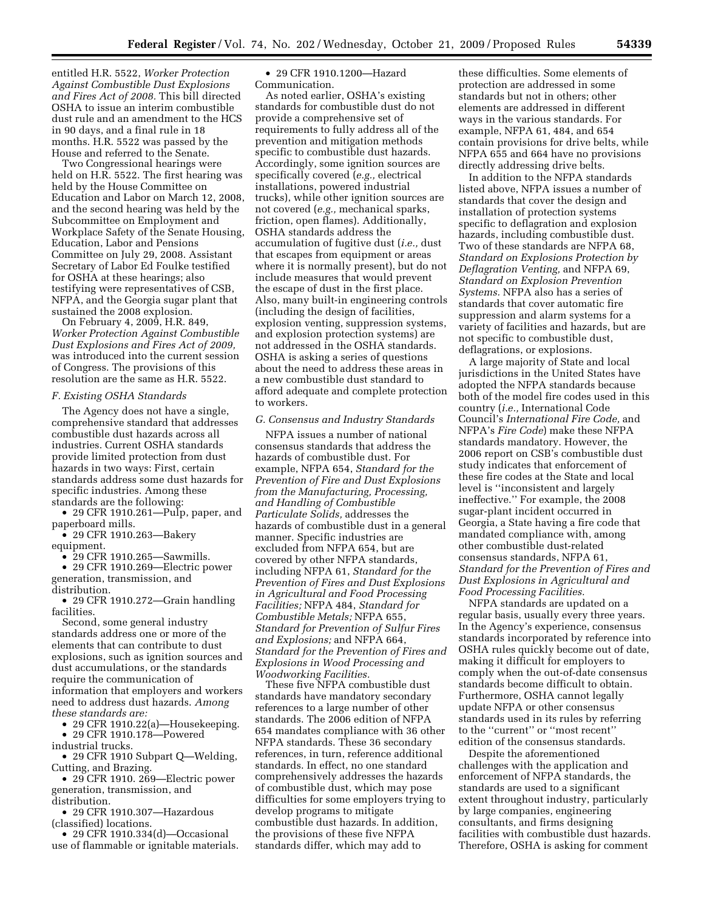entitled H.R. 5522, *Worker Protection Against Combustible Dust Explosions and Fires Act of 2008.* This bill directed OSHA to issue an interim combustible dust rule and an amendment to the HCS in 90 days, and a final rule in 18 months. H.R. 5522 was passed by the House and referred to the Senate.

Two Congressional hearings were held on H.R. 5522. The first hearing was held by the House Committee on Education and Labor on March 12, 2008, and the second hearing was held by the Subcommittee on Employment and Workplace Safety of the Senate Housing, Education, Labor and Pensions Committee on July 29, 2008. Assistant Secretary of Labor Ed Foulke testified for OSHA at these hearings; also testifying were representatives of CSB, NFPA, and the Georgia sugar plant that sustained the 2008 explosion.

On February 4, 2009, H.R. 849, *Worker Protection Against Combustible Dust Explosions and Fires Act of 2009,* was introduced into the current session of Congress. The provisions of this resolution are the same as H.R. 5522.

### *F. Existing OSHA Standards*

The Agency does not have a single, comprehensive standard that addresses combustible dust hazards across all industries. Current OSHA standards provide limited protection from dust hazards in two ways: First, certain standards address some dust hazards for specific industries. Among these standards are the following:

- 29 CFR 1910.261—Pulp, paper, and paperboard mills.
- 29 CFR 1910.263—Bakery equipment.
- 29 CFR 1910.265—Sawmills.
- 29 CFR 1910.269—Electric power generation, transmission, and distribution.
- 29 CFR 1910.272—Grain handling facilities.

Second, some general industry standards address one or more of the elements that can contribute to dust explosions, such as ignition sources and dust accumulations, or the standards require the communication of information that employers and workers need to address dust hazards. *Among these standards are:*

- 29 CFR 1910.22(a)—Housekeeping.
- 29 CFR 1910.178—Powered industrial trucks.
- 29 CFR 1910 Subpart Q—Welding, Cutting, and Brazing.
- 29 CFR 1910. 269—Electric power generation, transmission, and distribution.
- 29 CFR 1910.307—Hazardous (classified) locations.
- 29 CFR 1910.334(d)—Occasional use of flammable or ignitable materials.
- 29 CFR 1910.1200—Hazard Communication.

As noted earlier, OSHA's existing standards for combustible dust do not provide a comprehensive set of requirements to fully address all of the prevention and mitigation methods specific to combustible dust hazards. Accordingly, some ignition sources are specifically covered (*e.g.,* electrical installations, powered industrial trucks), while other ignition sources are not covered (*e.g.,* mechanical sparks, friction, open flames). Additionally, OSHA standards address the accumulation of fugitive dust (*i.e.,* dust that escapes from equipment or areas where it is normally present), but do not include measures that would prevent the escape of dust in the first place. Also, many built-in engineering controls (including the design of facilities, explosion venting, suppression systems, and explosion protection systems) are not addressed in the OSHA standards. OSHA is asking a series of questions about the need to address these areas in a new combustible dust standard to afford adequate and complete protection to workers.

### *G. Consensus and Industry Standards*

NFPA issues a number of national consensus standards that address the hazards of combustible dust. For example, NFPA 654, *Standard for the Prevention of Fire and Dust Explosions from the Manufacturing, Processing, and Handling of Combustible Particulate Solids,* addresses the hazards of combustible dust in a general manner. Specific industries are excluded from NFPA 654, but are covered by other NFPA standards, including NFPA 61, *Standard for the Prevention of Fires and Dust Explosions in Agricultural and Food Processing Facilities;* NFPA 484, *Standard for Combustible Metals;* NFPA 655, *Standard for Prevention of Sulfur Fires and Explosions;* and NFPA 664, *Standard for the Prevention of Fires and Explosions in Wood Processing and Woodworking Facilities.*

These five NFPA combustible dust standards have mandatory secondary references to a large number of other standards. The 2006 edition of NFPA 654 mandates compliance with 36 other NFPA standards. These 36 secondary references, in turn, reference additional standards. In effect, no one standard comprehensively addresses the hazards of combustible dust, which may pose difficulties for some employers trying to develop programs to mitigate combustible dust hazards. In addition, the provisions of these five NFPA standards differ, which may add to these difficulties. Some elements of protection are addressed in some standards but not in others; other elements are addressed in different ways in the various standards. For example, NFPA 61, 484, and 654 contain provisions for drive belts, while NFPA 655 and 664 have no provisions directly addressing drive belts.

In addition to the NFPA standards listed above, NFPA issues a number of standards that cover the design and installation of protection systems specific to deflagration and explosion hazards, including combustible dust. Two of these standards are NFPA 68, *Standard on Explosions Protection by Deflagration Venting,* and NFPA 69, *Standard on Explosion Prevention Systems.* NFPA also has a series of standards that cover automatic fire suppression and alarm systems for a variety of facilities and hazards, but are not specific to combustible dust, deflagrations, or explosions.

A large majority of State and local jurisdictions in the United States have adopted the NFPA standards because both of the model fire codes used in this country (*i.e.,* International Code Council's *International Fire Code,* and NFPA's *Fire Code*) make these NFPA standards mandatory. However, the 2006 report on CSB's combustible dust study indicates that enforcement of these fire codes at the State and local level is ''inconsistent and largely ineffective.'' For example, the 2008 sugar-plant incident occurred in Georgia, a State having a fire code that mandated compliance with, among other combustible dust-related consensus standards, NFPA 61, *Standard for the Prevention of Fires and Dust Explosions in Agricultural and Food Processing Facilities.*

NFPA standards are updated on a regular basis, usually every three years. In the Agency's experience, consensus standards incorporated by reference into OSHA rules quickly become out of date, making it difficult for employers to comply when the out-of-date consensus standards become difficult to obtain. Furthermore, OSHA cannot legally update NFPA or other consensus standards used in its rules by referring to the ''current'' or ''most recent'' edition of the consensus standards.

Despite the aforementioned challenges with the application and enforcement of NFPA standards, the standards are used to a significant extent throughout industry, particularly by large companies, engineering consultants, and firms designing facilities with combustible dust hazards. Therefore, OSHA is asking for comment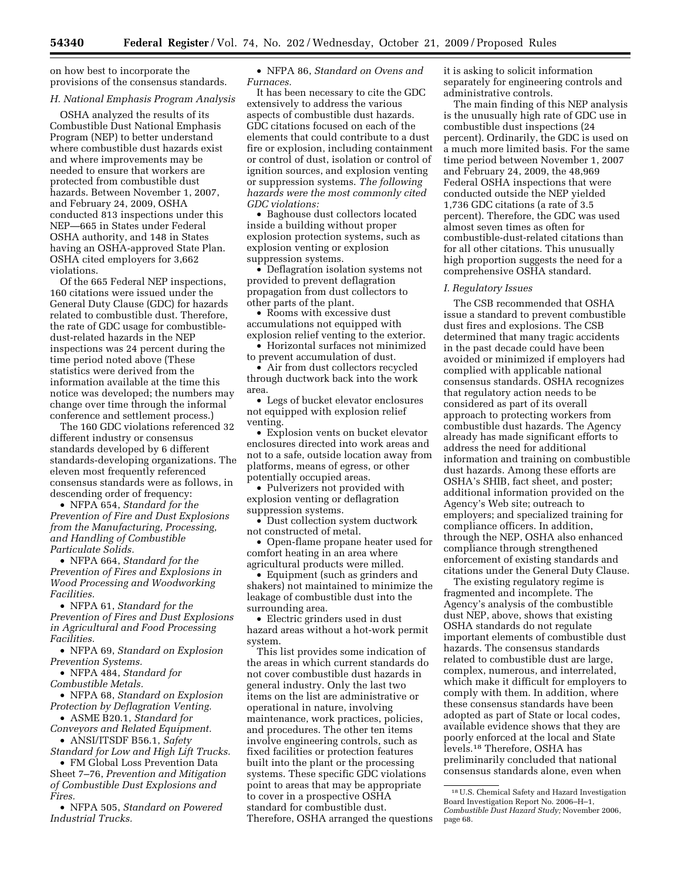on how best to incorporate the provisions of the consensus standards.

### H. National Emphasis Program Analysis

OSHA analyzed the results of its Combustible Dust National Emphasis Program (NEP) to better understand where combustible dust hazards exist and where improvements may be needed to ensure that workers are protected from combustible dust hazards. Between November 1, 2007, and February 24, 2009, OSHA conducted 813 inspections under this NEP—665 in States under Federal OSHA authority, and 148 in States having an OSHA-approved State Plan. OSHA cited employers for 3,662 violations.

Of the 665 Federal NEP inspections, 160 citations were issued under the General Duty Clause (GDC) for hazards related to combustible dust. Therefore, the rate of GDC usage for combustible-dust-related hazards in the NEP inspections was 24 percent during the time period noted above (These statistics were derived from the information available at the time this notice was developed; the numbers may change over time through the informal conference and settlement process.)

The 160 GDC violations referenced 32 different industry or consensus standards developed by 6 different standards-developing organizations. The eleven most frequently referenced consensus standards were as follows, in descending order of frequency:

- NFPA 654, *Standard for the Prevention of Fire and Dust Explosions from the Manufacturing, Processing, and Handling of Combustible Particulate Solids.*
- NFPA 664, *Standard for the Prevention of Fires and Explosions in Wood Processing and Woodworking Facilities.*
- NFPA 61, *Standard for the Prevention of Fires and Dust Explosions in Agricultural and Food Processing Facilities.*
- NFPA 69, *Standard on Explosion Prevention Systems.*
- NFPA 484, *Standard for Combustible Metals.*
- NFPA 68, *Standard on Explosion Protection by Deflagration Venting.*
- ASME B20.1, *Standard for Conveyors and Related Equipment.*
- ANSI/ITSDF B56.1, *Safety Standard for Low and High Lift Trucks.*
- FM Global Loss Prevention Data Sheet 7–76, *Prevention and Mitigation of Combustible Dust Explosions and Fires.*
- NFPA 505, *Standard on Powered Industrial Trucks.*
- NFPA 86, *Standard on Ovens and Furnaces.*

It has been necessary to cite the GDC extensively to address the various aspects of combustible dust hazards. GDC citations focused on each of the elements that could contribute to a dust fire or explosion, including containment or control of dust, isolation or control of ignition sources, and explosion venting or suppression systems. *The following hazards were the most commonly cited GDC violations:*

- Baghouse dust collectors located inside a building without proper explosion protection systems, such as explosion venting or explosion suppression systems.
- Deflagration isolation systems not provided to prevent deflagration propagation from dust collectors to other parts of the plant.
- Rooms with excessive dust accumulations not equipped with explosion relief venting to the exterior.
- Horizontal surfaces not minimized to prevent accumulation of dust.
- Air from dust collectors recycled through ductwork back into the work area.
- Legs of bucket elevator enclosures not equipped with explosion relief venting.
- Explosion vents on bucket elevator enclosures directed into work areas and not to a safe, outside location away from platforms, means of egress, or other potentially occupied areas.
- Pulverizers not provided with explosion venting or deflagration suppression systems.
- Dust collection system ductwork not constructed of metal.
- Open-flame propane heater used for comfort heating in an area where agricultural products were milled.
- Equipment (such as grinders and shakers) not maintained to minimize the leakage of combustible dust into the surrounding area.
- Electric grinders used in dust hazard areas without a hot-work permit system.

This list provides some indication of the areas in which current standards do not cover combustible dust hazards in general industry. Only the last two items on the list are administrative or operational in nature, involving maintenance, work practices, policies, and procedures. The other ten items involve engineering controls, such as fixed facilities or protection features built into the plant or the processing systems. These specific GDC violations point to areas that may be appropriate to cover in a prospective OSHA standard for combustible dust. Therefore, OSHA arranged the questions it is asking to solicit information separately for engineering controls and administrative controls.

The main finding of this NEP analysis is the unusually high rate of GDC use in combustible dust inspections (24 percent). Ordinarily, the GDC is used on a much more limited basis. For the same time period between November 1, 2007 and February 24, 2009, the 48,969 Federal OSHA inspections that were conducted outside the NEP yielded 1,736 GDC citations (a rate of 3.5 percent). Therefore, the GDC was used almost seven times as often for combustible-dust-related citations than for all other citations. This unusually high proportion suggests the need for a comprehensive OSHA standard.

### I. Regulatory Issues

The CSB recommended that OSHA issue a standard to prevent combustible dust fires and explosions. The CSB determined that many tragic accidents in the past decade could have been avoided or minimized if employers had complied with applicable national consensus standards. OSHA recognizes that regulatory action needs to be considered as part of its overall approach to protecting workers from combustible dust hazards. The Agency already has made significant efforts to address the need for additional information and training on combustible dust hazards. Among these efforts are OSHA's SHIB, fact sheet, and poster; additional information provided on the Agency's Web site; outreach to employers; and specialized training for compliance officers. In addition, through the NEP, OSHA also enhanced compliance through strengthened enforcement of existing standards and citations under the General Duty Clause.

The existing regulatory regime is fragmented and incomplete. The Agency's analysis of the combustible dust NEP, above, shows that existing OSHA standards do not regulate important elements of combustible dust hazards. The consensus standards related to combustible dust are large, complex, numerous, and interrelated, which make it difficult for employers to comply with them. In addition, where these consensus standards have been adopted as part of State or local codes, available evidence shows that they are poorly enforced at the local and State levels.[18] Therefore, OSHA has preliminarily concluded that national consensus standards alone, even when

[18] U.S. Chemical Safety and Hazard Investigation Board Investigation Report No. 2006–H–1, *Combustible Dust Hazard Study;* November 2006, page 68.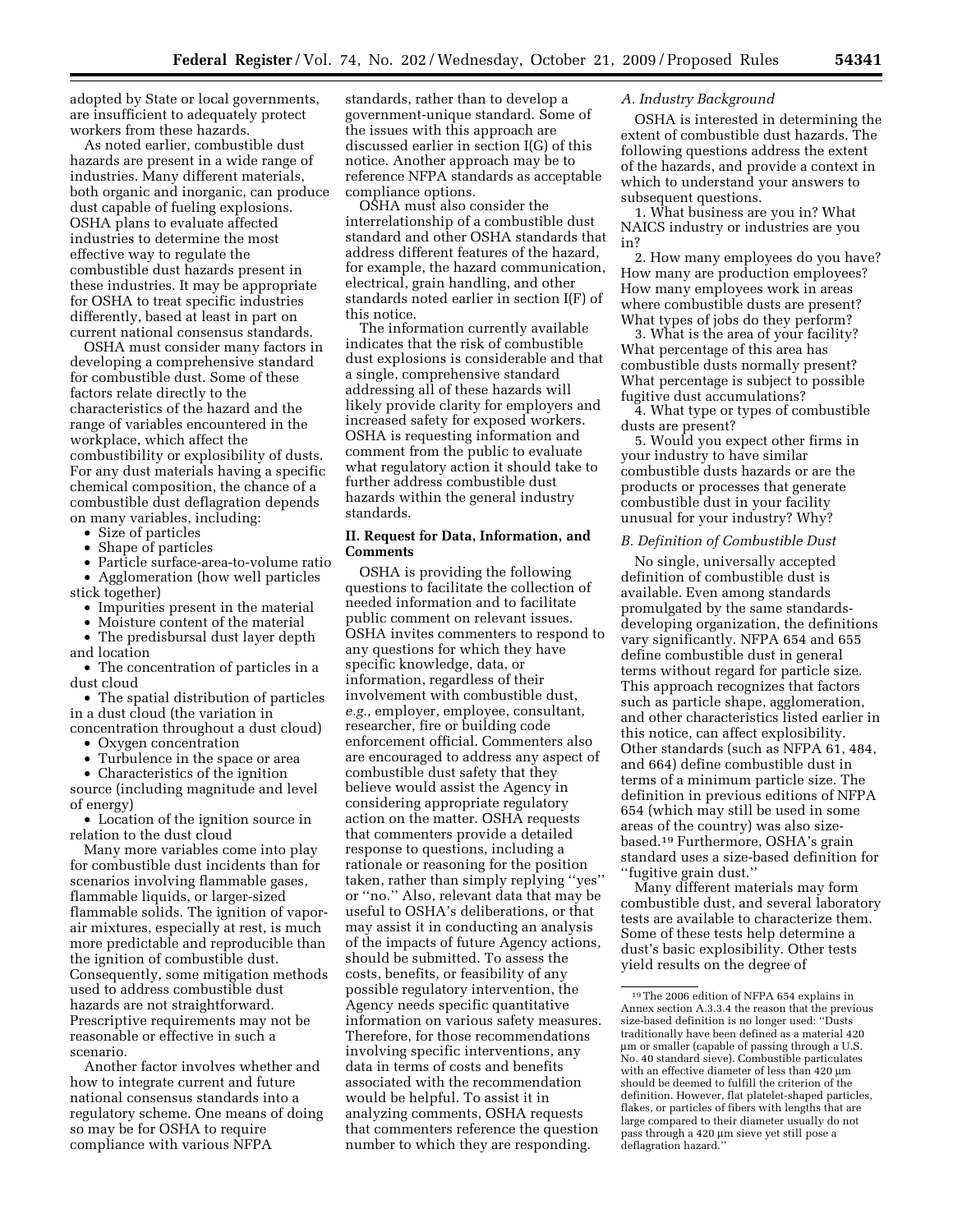adopted by State or local governments, are insufficient to adequately protect workers from these hazards.

As noted earlier, combustible dust hazards are present in a wide range of industries. Many different materials, both organic and inorganic, can produce dust capable of fueling explosions. OSHA plans to evaluate affected industries to determine the most effective way to regulate the combustible dust hazards present in these industries. It may be appropriate for OSHA to treat specific industries differently, based at least in part on current national consensus standards.

OSHA must consider many factors in developing a comprehensive standard for combustible dust. Some of these factors relate directly to the characteristics of the hazard and the range of variables encountered in the workplace, which affect the combustibility or explosibility of dusts. For any dust materials having a specific chemical composition, the chance of a combustible dust deflagration depends on many variables, including:

- Size of particles
- Shape of particles
- Particle surface-area-to-volume ratio
- Agglomeration (how well particles stick together)
- Impurities present in the material
- Moisture content of the material
- The predisbursal dust layer depth and location
- The concentration of particles in a dust cloud
- The spatial distribution of particles in a dust cloud (the variation in concentration throughout a dust cloud)
- Oxygen concentration
- Turbulence in the space or area
- Characteristics of the ignition source (including magnitude and level of energy)
- Location of the ignition source in relation to the dust cloud

Many more variables come into play for combustible dust incidents than for scenarios involving flammable gases, flammable liquids, or larger-sized flammable solids. The ignition of vapor-air mixtures, especially at rest, is much more predictable and reproducible than the ignition of combustible dust. Consequently, some mitigation methods used to address combustible dust hazards are not straightforward. Prescriptive requirements may not be reasonable or effective in such a scenario.

Another factor involves whether and how to integrate current and future national consensus standards into a regulatory scheme. One means of doing so may be for OSHA to require compliance with various NFPA standards, rather than to develop a government-unique standard. Some of the issues with this approach are discussed earlier in section I(G) of this notice. Another approach may be to reference NFPA standards as acceptable compliance options.

OSHA must also consider the interrelationship of a combustible dust standard and other OSHA standards that address different features of the hazard, for example, the hazard communication, electrical, grain handling, and other standards noted earlier in section I(F) of this notice.

The information currently available indicates that the risk of combustible dust explosions is considerable and that a single, comprehensive standard addressing all of these hazards will likely provide clarity for employers and increased safety for exposed workers. OSHA is requesting information and comment from the public to evaluate what regulatory action it should take to further address combustible dust hazards within the general industry standards.

## II. Request for Data, Information, and Comments

OSHA is providing the following questions to facilitate the collection of needed information and to facilitate public comment on relevant issues. OSHA invites commenters to respond to any questions for which they have specific knowledge, data, or information, regardless of their involvement with combustible dust, *e.g.,* employer, employee, consultant, researcher, fire or building code enforcement official. Commenters also are encouraged to address any aspect of combustible dust safety that they believe would assist the Agency in considering appropriate regulatory action on the matter. OSHA requests that commenters provide a detailed response to questions, including a rationale or reasoning for the position taken, rather than simply replying ''yes'' or ''no.'' Also, relevant data that may be useful to OSHA's deliberations, or that may assist it in conducting an analysis of the impacts of future Agency actions, should be submitted. To assess the costs, benefits, or feasibility of any possible regulatory intervention, the Agency needs specific quantitative information on various safety measures. Therefore, for those recommendations involving specific interventions, any data in terms of costs and benefits associated with the recommendation would be helpful. To assist it in analyzing comments, OSHA requests that commenters reference the question number to which they are responding.

### *A. Industry Background*

OSHA is interested in determining the extent of combustible dust hazards. The following questions address the extent of the hazards, and provide a context in which to understand your answers to subsequent questions.

1. What business are you in? What NAICS industry or industries are you in?

2. How many employees do you have? How many are production employees? How many employees work in areas where combustible dusts are present? What types of jobs do they perform?

3. What is the area of your facility? What percentage of this area has combustible dusts normally present? What percentage is subject to possible fugitive dust accumulations?

4. What type or types of combustible dusts are present?

5. Would you expect other firms in your industry to have similar combustible dusts hazards or are the products or processes that generate combustible dust in your facility unusual for your industry? Why?

### *B. Definition of Combustible Dust*

No single, universally accepted definition of combustible dust is available. Even among standards promulgated by the same standards-developing organization, the definitions vary significantly. NFPA 654 and 655 define combustible dust in general terms without regard for particle size. This approach recognizes that factors such as particle shape, agglomeration, and other characteristics listed earlier in this notice, can affect explosibility. Other standards (such as NFPA 61, 484, and 664) define combustible dust in terms of a minimum particle size. The definition in previous editions of NFPA 654 (which may still be used in some areas of the country) was also size-based.[19] Furthermore, OSHA's grain standard uses a size-based definition for ''fugitive grain dust.''

Many different materials may form combustible dust, and several laboratory tests are available to characterize them. Some of these tests help determine a dust's basic explosibility. Other tests yield results on the degree of

---

[19] The 2006 edition of NFPA 654 explains in Annex section A.3.3.4 the reason that the previous size-based definition is no longer used: ''Dusts traditionally have been defined as a material 420 μm or smaller (capable of passing through a U.S. No. 40 standard sieve). Combustible particulates with an effective diameter of less than 420 μm should be deemed to fulfill the criterion of the definition. However, flat platelet-shaped particles, flakes, or particles of fibers with lengths that are large compared to their diameter usually do not pass through a 420 μm sieve yet still pose a deflagration hazard.''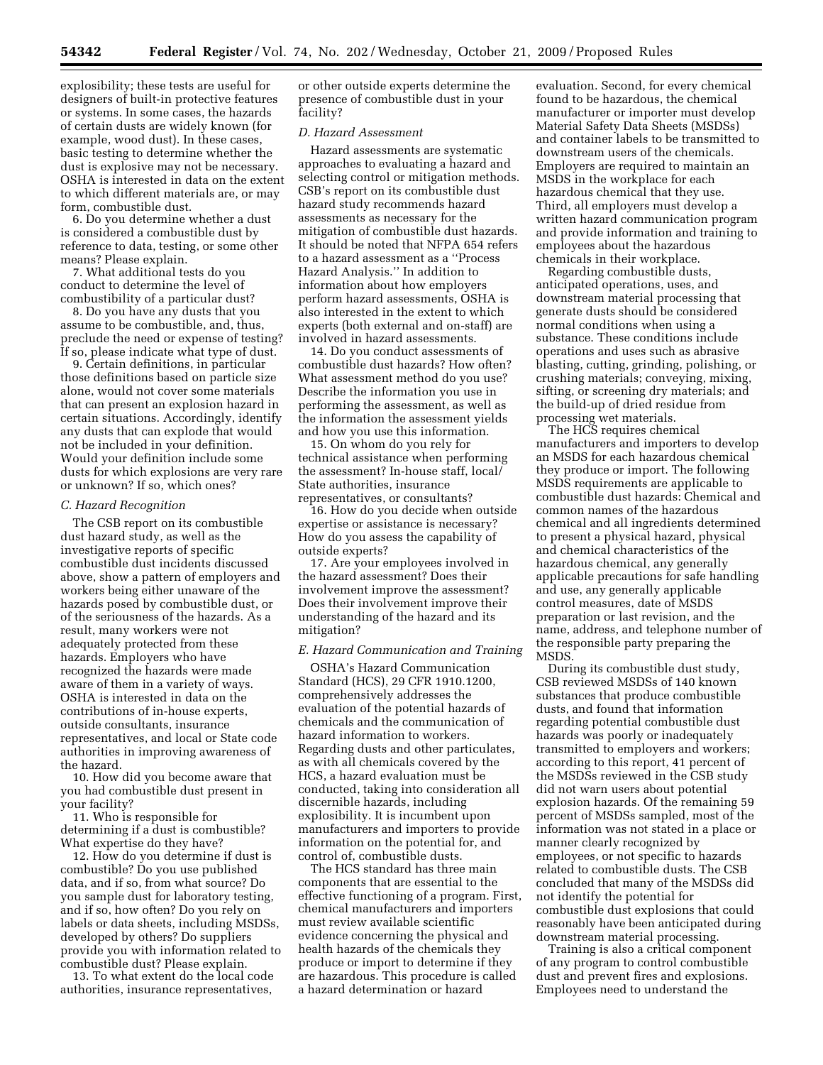explosibility; these tests are useful for designers of built-in protective features or systems. In some cases, the hazards of certain dusts are widely known (for example, wood dust). In these cases, basic testing to determine whether the dust is explosive may not be necessary. OSHA is interested in data on the extent to which different materials are, or may form, combustible dust.

6. Do you determine whether a dust is considered a combustible dust by reference to data, testing, or some other means? Please explain.

7. What additional tests do you conduct to determine the level of combustibility of a particular dust?

8. Do you have any dusts that you assume to be combustible, and, thus, preclude the need or expense of testing? If so, please indicate what type of dust.

9. Certain definitions, in particular those definitions based on particle size alone, would not cover some materials that can present an explosion hazard in certain situations. Accordingly, identify any dusts that can explode that would not be included in your definition. Would your definition include some dusts for which explosions are very rare or unknown? If so, which ones?

### *C. Hazard Recognition*

The CSB report on its combustible dust hazard study, as well as the investigative reports of specific combustible dust incidents discussed above, show a pattern of employers and workers being either unaware of the hazards posed by combustible dust, or of the seriousness of the hazards. As a result, many workers were not adequately protected from these hazards. Employers who have recognized the hazards were made aware of them in a variety of ways. OSHA is interested in data on the contributions of in-house experts, outside consultants, insurance representatives, and local or State code authorities in improving awareness of the hazard.

10. How did you become aware that you had combustible dust present in your facility?

11. Who is responsible for determining if a dust is combustible? What expertise do they have?

12. How do you determine if dust is combustible? Do you use published data, and if so, from what source? Do you sample dust for laboratory testing, and if so, how often? Do you rely on labels or data sheets, including MSDSs, developed by others? Do suppliers provide you with information related to combustible dust? Please explain.

13. To what extent do the local code authorities, insurance representatives, or other outside experts determine the presence of combustible dust in your facility?

### *D. Hazard Assessment*

Hazard assessments are systematic approaches to evaluating a hazard and selecting control or mitigation methods. CSB's report on its combustible dust hazard study recommends hazard assessments as necessary for the mitigation of combustible dust hazards. It should be noted that NFPA 654 refers to a hazard assessment as a ''Process Hazard Analysis.'' In addition to information about how employers perform hazard assessments, OSHA is also interested in the extent to which experts (both external and on-staff) are involved in hazard assessments.

14. Do you conduct assessments of combustible dust hazards? How often? What assessment method do you use? Describe the information you use in performing the assessment, as well as the information the assessment yields and how you use this information.

15. On whom do you rely for technical assistance when performing the assessment? In-house staff, local/State authorities, insurance representatives, or consultants?

16. How do you decide when outside expertise or assistance is necessary? How do you assess the capability of outside experts?

17. Are your employees involved in the hazard assessment? Does their involvement improve the assessment? Does their involvement improve their understanding of the hazard and its mitigation?

### *E. Hazard Communication and Training*

OSHA's Hazard Communication Standard (HCS), 29 CFR 1910.1200, comprehensively addresses the evaluation of the potential hazards of chemicals and the communication of hazard information to workers. Regarding dusts and other particulates, as with all chemicals covered by the HCS, a hazard evaluation must be conducted, taking into consideration all discernible hazards, including explosibility. It is incumbent upon manufacturers and importers to provide information on the potential for, and control of, combustible dusts.

The HCS standard has three main components that are essential to the effective functioning of a program. First, chemical manufacturers and importers must review available scientific evidence concerning the physical and health hazards of the chemicals they produce or import to determine if they are hazardous. This procedure is called a hazard determination or hazard evaluation. Second, for every chemical found to be hazardous, the chemical manufacturer or importer must develop Material Safety Data Sheets (MSDSs) and container labels to be transmitted to downstream users of the chemicals. Employers are required to maintain an MSDS in the workplace for each hazardous chemical that they use. Third, all employers must develop a written hazard communication program and provide information and training to employees about the hazardous chemicals in their workplace.

Regarding combustible dusts, anticipated operations, uses, and downstream material processing that generate dusts should be considered normal conditions when using a substance. These conditions include operations and uses such as abrasive blasting, cutting, grinding, polishing, or crushing materials; conveying, mixing, sifting, or screening dry materials; and the build-up of dried residue from processing wet materials.

The HCS requires chemical manufacturers and importers to develop an MSDS for each hazardous chemical they produce or import. The following MSDS requirements are applicable to combustible dust hazards: Chemical and common names of the hazardous chemical and all ingredients determined to present a physical hazard, physical and chemical characteristics of the hazardous chemical, any generally applicable precautions for safe handling and use, any generally applicable control measures, date of MSDS preparation or last revision, and the name, address, and telephone number of the responsible party preparing the MSDS.

During its combustible dust study, CSB reviewed MSDSs of 140 known substances that produce combustible dusts, and found that information regarding potential combustible dust hazards was poorly or inadequately transmitted to employers and workers; according to this report, 41 percent of the MSDSs reviewed in the CSB study did not warn users about potential explosion hazards. Of the remaining 59 percent of MSDSs sampled, most of the information was not stated in a place or manner clearly recognized by employees, or not specific to hazards related to combustible dusts. The CSB concluded that many of the MSDSs did not identify the potential for combustible dust explosions that could reasonably have been anticipated during downstream material processing.

Training is also a critical component of any program to control combustible dust and prevent fires and explosions. Employees need to understand the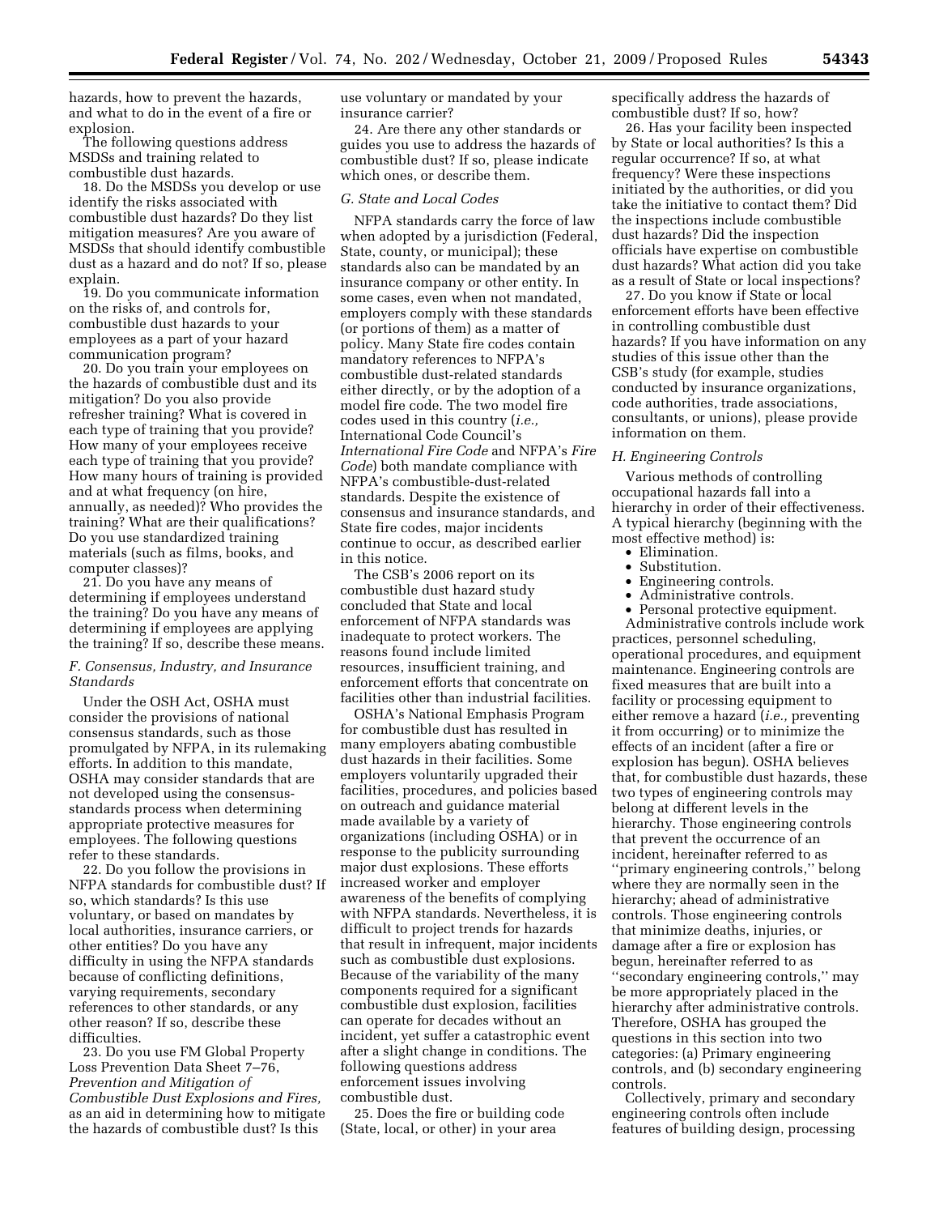hazards, how to prevent the hazards, and what to do in the event of a fire or explosion.

The following questions address MSDSs and training related to combustible dust hazards.

18. Do the MSDSs you develop or use identify the risks associated with combustible dust hazards? Do they list mitigation measures? Are you aware of MSDSs that should identify combustible dust as a hazard and do not? If so, please explain.

19. Do you communicate information on the risks of, and controls for, combustible dust hazards to your employees as a part of your hazard communication program?

20. Do you train your employees on the hazards of combustible dust and its mitigation? Do you also provide refresher training? What is covered in each type of training that you provide? How many of your employees receive each type of training that you provide? How many hours of training is provided and at what frequency (on hire, annually, as needed)? Who provides the training? What are their qualifications? Do you use standardized training materials (such as films, books, and computer classes)?

21. Do you have any means of determining if employees understand the training? Do you have any means of determining if employees are applying the training? If so, describe these means.

### *F. Consensus, Industry, and Insurance Standards*

Under the OSH Act, OSHA must consider the provisions of national consensus standards, such as those promulgated by NFPA, in its rulemaking efforts. In addition to this mandate, OSHA may consider standards that are not developed using the consensus-standards process when determining appropriate protective measures for employees. The following questions refer to these standards.

22. Do you follow the provisions in NFPA standards for combustible dust? If so, which standards? Is this use voluntary, or based on mandates by local authorities, insurance carriers, or other entities? Do you have any difficulty in using the NFPA standards because of conflicting definitions, varying requirements, secondary references to other standards, or any other reason? If so, describe these difficulties.

23. Do you use FM Global Property Loss Prevention Data Sheet 7–76, *Prevention and Mitigation of Combustible Dust Explosions and Fires,* as an aid in determining how to mitigate the hazards of combustible dust? Is this use voluntary or mandated by your insurance carrier?

24. Are there any other standards or guides you use to address the hazards of combustible dust? If so, please indicate which ones, or describe them.

### *G. State and Local Codes*

NFPA standards carry the force of law when adopted by a jurisdiction (Federal, State, county, or municipal); these standards also can be mandated by an insurance company or other entity. In some cases, even when not mandated, employers comply with these standards (or portions of them) as a matter of policy. Many State fire codes contain mandatory references to NFPA's combustible dust-related standards either directly, or by the adoption of a model fire code. The two model fire codes used in this country (*i.e.,* International Code Council's *International Fire Code* and NFPA's *Fire Code*) both mandate compliance with NFPA's combustible-dust-related standards. Despite the existence of consensus and insurance standards, and State fire codes, major incidents continue to occur, as described earlier in this notice.

The CSB's 2006 report on its combustible dust hazard study concluded that State and local enforcement of NFPA standards was inadequate to protect workers. The reasons found include limited resources, insufficient training, and enforcement efforts that concentrate on facilities other than industrial facilities.

OSHA's National Emphasis Program for combustible dust has resulted in many employers abating combustible dust hazards in their facilities. Some employers voluntarily upgraded their facilities, procedures, and policies based on outreach and guidance material made available by a variety of organizations (including OSHA) or in response to the publicity surrounding major dust explosions. These efforts increased worker and employer awareness of the benefits of complying with NFPA standards. Nevertheless, it is difficult to project trends for hazards that result in infrequent, major incidents such as combustible dust explosions. Because of the variability of the many components required for a significant combustible dust explosion, facilities can operate for decades without an incident, yet suffer a catastrophic event after a slight change in conditions. The following questions address enforcement issues involving combustible dust.

25. Does the fire or building code (State, local, or other) in your area specifically address the hazards of combustible dust? If so, how?

26. Has your facility been inspected by State or local authorities? Is this a regular occurrence? If so, at what frequency? Were these inspections initiated by the authorities, or did you take the initiative to contact them? Did the inspections include combustible dust hazards? Did the inspection officials have expertise on combustible dust hazards? What action did you take as a result of State or local inspections?

27. Do you know if State or local enforcement efforts have been effective in controlling combustible dust hazards? If you have information on any studies of this issue other than the CSB's study (for example, studies conducted by insurance organizations, code authorities, trade associations, consultants, or unions), please provide information on them.

### *H. Engineering Controls*

Various methods of controlling occupational hazards fall into a hierarchy in order of their effectiveness. A typical hierarchy (beginning with the most effective method) is:

- Elimination.
- Substitution.
- Engineering controls.
- Administrative controls.
- Personal protective equipment.

Administrative controls include work practices, personnel scheduling, operational procedures, and equipment maintenance. Engineering controls are fixed measures that are built into a facility or processing equipment to either remove a hazard (*i.e.,* preventing it from occurring) or to minimize the effects of an incident (after a fire or explosion has begun). OSHA believes that, for combustible dust hazards, these two types of engineering controls may belong at different levels in the hierarchy. Those engineering controls that prevent the occurrence of an incident, hereinafter referred to as "primary engineering controls," belong where they are normally seen in the hierarchy; ahead of administrative controls. Those engineering controls that minimize deaths, injuries, or damage after a fire or explosion has begun, hereinafter referred to as "secondary engineering controls," may be more appropriately placed in the hierarchy after administrative controls. Therefore, OSHA has grouped the questions in this section into two categories: (a) Primary engineering controls, and (b) secondary engineering controls.

Collectively, primary and secondary engineering controls often include features of building design, processing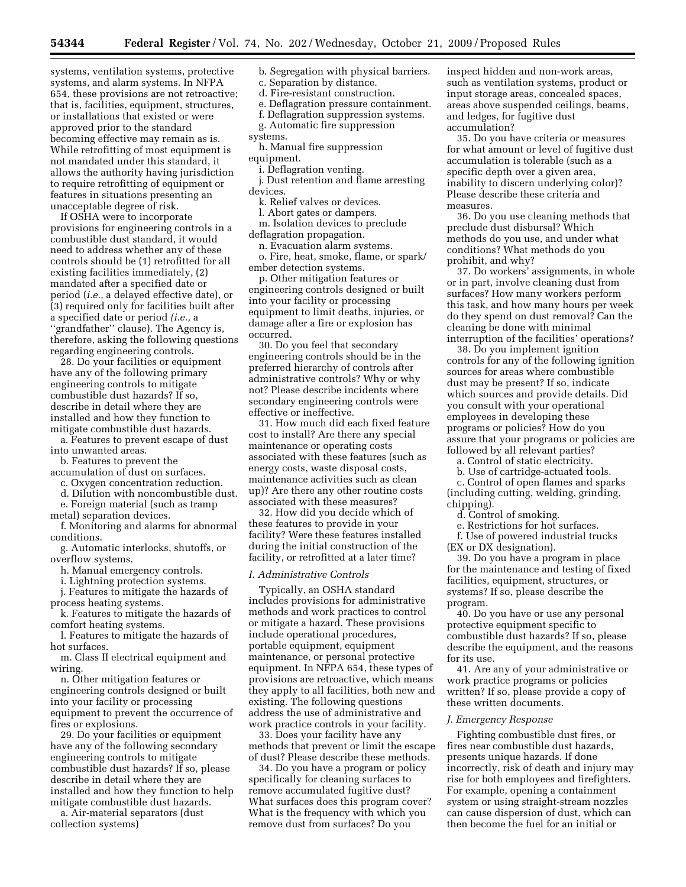systems, ventilation systems, protective systems, and alarm systems. In NFPA 654, these provisions are not retroactive; that is, facilities, equipment, structures, or installations that existed or were approved prior to the standard becoming effective may remain as is. While retrofitting of most equipment is not mandated under this standard, it allows the authority having jurisdiction to require retrofitting of equipment or features in situations presenting an unacceptable degree of risk.

If OSHA were to incorporate provisions for engineering controls in a combustible dust standard, it would need to address whether any of these controls should be (1) retrofitted for all existing facilities immediately, (2) mandated after a specified date or period (*i.e.,* a delayed effective date), or (3) required only for facilities built after a specified date or period (*i.e.,* a ''grandfather'' clause). The Agency is, therefore, asking the following questions regarding engineering controls.

28. Do your facilities or equipment have any of the following primary engineering controls to mitigate combustible dust hazards? If so, describe in detail where they are installed and how they function to mitigate combustible dust hazards.

a. Features to prevent escape of dust into unwanted areas.

b. Features to prevent the accumulation of dust on surfaces.

c. Oxygen concentration reduction.

d. Dilution with noncombustible dust.

e. Foreign material (such as tramp metal) separation devices.

f. Monitoring and alarms for abnormal conditions.

g. Automatic interlocks, shutoffs, or overflow systems.

h. Manual emergency controls.

i. Lightning protection systems.

j. Features to mitigate the hazards of process heating systems.

k. Features to mitigate the hazards of comfort heating systems.

l. Features to mitigate the hazards of hot surfaces.

m. Class II electrical equipment and wiring.

n. Other mitigation features or engineering controls designed or built into your facility or processing equipment to prevent the occurrence of fires or explosions.

29. Do your facilities or equipment have any of the following secondary engineering controls to mitigate combustible dust hazards? If so, please describe in detail where they are installed and how they function to help mitigate combustible dust hazards.

a. Air-material separators (dust collection systems)

b. Segregation with physical barriers.

c. Separation by distance.

d. Fire-resistant construction.

e. Deflagration pressure containment.

f. Deflagration suppression systems.

g. Automatic fire suppression systems.

h. Manual fire suppression equipment.

i. Deflagration venting.

j. Dust retention and flame arresting devices.

k. Relief valves or devices.

l. Abort gates or dampers.

m. Isolation devices to preclude deflagration propagation.

n. Evacuation alarm systems.

o. Fire, heat, smoke, flame, or spark/ember detection systems.

p. Other mitigation features or engineering controls designed or built into your facility or processing equipment to limit deaths, injuries, or damage after a fire or explosion has occurred.

30. Do you feel that secondary engineering controls should be in the preferred hierarchy of controls after administrative controls? Why or why not? Please describe incidents where secondary engineering controls were effective or ineffective.

31. How much did each fixed feature cost to install? Are there any special maintenance or operating costs associated with these features (such as energy costs, waste disposal costs, maintenance activities such as clean up)? Are there any other routine costs associated with these measures?

32. How did you decide which of these features to provide in your facility? Were these features installed during the initial construction of the facility, or retrofitted at a later time?

### *I. Administrative Controls*

Typically, an OSHA standard includes provisions for administrative methods and work practices to control or mitigate a hazard. These provisions include operational procedures, portable equipment, equipment maintenance, or personal protective equipment. In NFPA 654, these types of provisions are retroactive, which means they apply to all facilities, both new and existing. The following questions address the use of administrative and work practice controls in your facility.

33. Does your facility have any methods that prevent or limit the escape of dust? Please describe these methods.

34. Do you have a program or policy specifically for cleaning surfaces to remove accumulated fugitive dust? What surfaces does this program cover? What is the frequency with which you remove dust from surfaces? Do you inspect hidden and non-work areas, such as ventilation systems, product or input storage areas, concealed spaces, areas above suspended ceilings, beams, and ledges, for fugitive dust accumulation?

35. Do you have criteria or measures for what amount or level of fugitive dust accumulation is tolerable (such as a specific depth over a given area, inability to discern underlying color)? Please describe these criteria and measures.

36. Do you use cleaning methods that preclude dust disbursal? Which methods do you use, and under what conditions? What methods do you prohibit, and why?

37. Do workers' assignments, in whole or in part, involve cleaning dust from surfaces? How many workers perform this task, and how many hours per week do they spend on dust removal? Can the cleaning be done with minimal interruption of the facilities' operations?

38. Do you implement ignition controls for any of the following ignition sources for areas where combustible dust may be present? If so, indicate which sources and provide details. Did you consult with your operational employees in developing these programs or policies? How do you assure that your programs or policies are followed by all relevant parties?

a. Control of static electricity.

b. Use of cartridge-actuated tools.

c. Control of open flames and sparks (including cutting, welding, grinding, chipping).

d. Control of smoking.

e. Restrictions for hot surfaces.

f. Use of powered industrial trucks (EX or DX designation).

39. Do you have a program in place for the maintenance and testing of fixed facilities, equipment, structures, or systems? If so, please describe the program.

40. Do you have or use any personal protective equipment specific to combustible dust hazards? If so, please describe the equipment, and the reasons for its use.

41. Are any of your administrative or work practice programs or policies written? If so, please provide a copy of these written documents.

### *J. Emergency Response*

Fighting combustible dust fires, or fires near combustible dust hazards, presents unique hazards. If done incorrectly, risk of death and injury may rise for both employees and firefighters. For example, opening a containment system or using straight-stream nozzles can cause dispersion of dust, which can then become the fuel for an initial or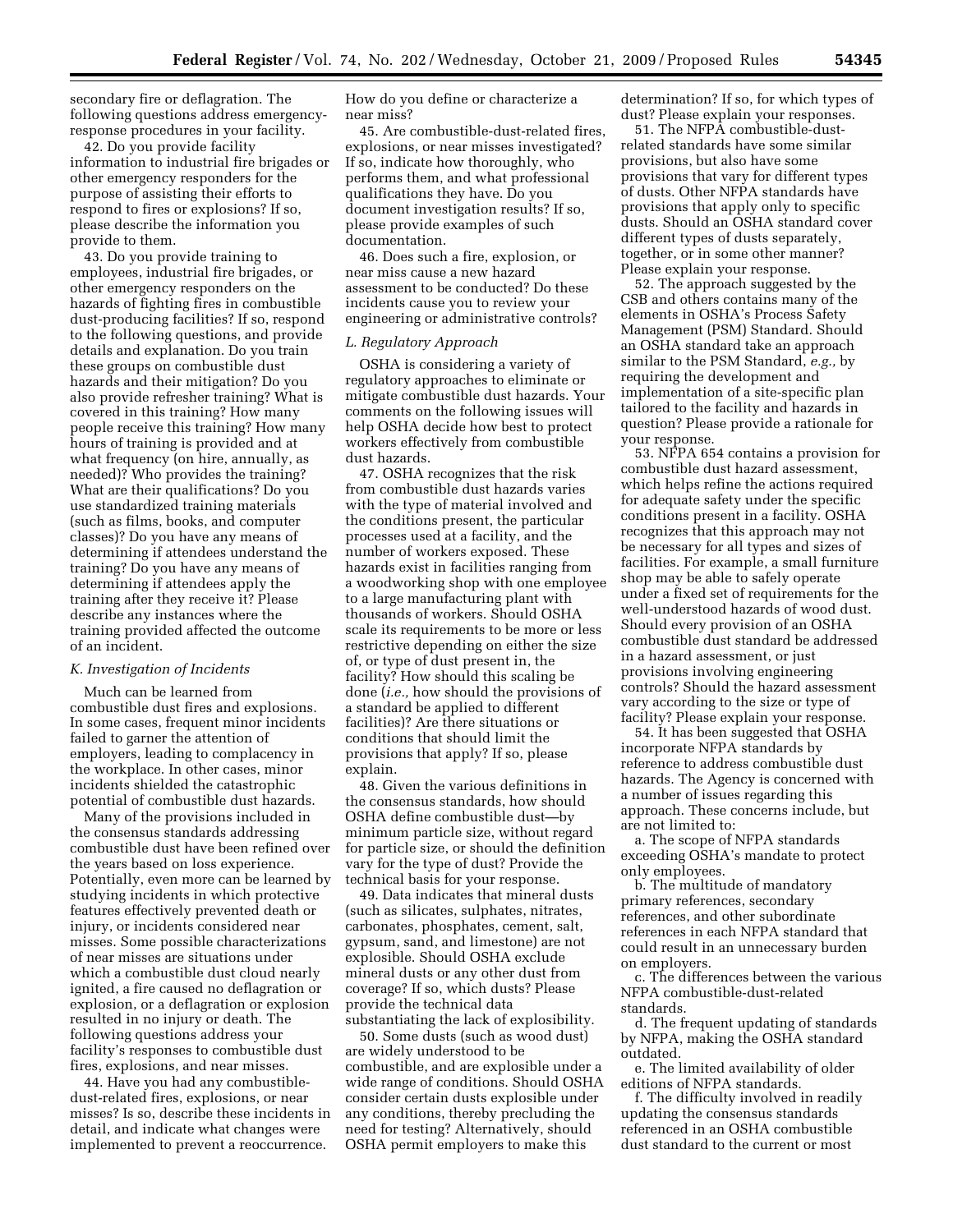secondary fire or deflagration. The following questions address emergency-response procedures in your facility.

42. Do you provide facility information to industrial fire brigades or other emergency responders for the purpose of assisting their efforts to respond to fires or explosions? If so, please describe the information you provide to them.

43. Do you provide training to employees, industrial fire brigades, or other emergency responders on the hazards of fighting fires in combustible dust-producing facilities? If so, respond to the following questions, and provide details and explanation. Do you train these groups on combustible dust hazards and their mitigation? Do you also provide refresher training? What is covered in this training? How many people receive this training? How many hours of training is provided and at what frequency (on hire, annually, as needed)? Who provides the training? What are their qualifications? Do you use standardized training materials (such as films, books, and computer classes)? Do you have any means of determining if attendees understand the training? Do you have any means of determining if attendees apply the training after they receive it? Please describe any instances where the training provided affected the outcome of an incident.

### *K. Investigation of Incidents*

Much can be learned from combustible dust fires and explosions. In some cases, frequent minor incidents failed to garner the attention of employers, leading to complacency in the workplace. In other cases, minor incidents shielded the catastrophic potential of combustible dust hazards.

Many of the provisions included in the consensus standards addressing combustible dust have been refined over the years based on loss experience. Potentially, even more can be learned by studying incidents in which protective features effectively prevented death or injury, or incidents considered near misses. Some possible characterizations of near misses are situations under which a combustible dust cloud nearly ignited, a fire caused no deflagration or explosion, or a deflagration or explosion resulted in no injury or death. The following questions address your facility's responses to combustible dust fires, explosions, and near misses.

44. Have you had any combustible-dust-related fires, explosions, or near misses? Is so, describe these incidents in detail, and indicate what changes were implemented to prevent a reoccurrence. How do you define or characterize a near miss?

45. Are combustible-dust-related fires, explosions, or near misses investigated? If so, indicate how thoroughly, who performs them, and what professional qualifications they have. Do you document investigation results? If so, please provide examples of such documentation.

46. Does such a fire, explosion, or near miss cause a new hazard assessment to be conducted? Do these incidents cause you to review your engineering or administrative controls?

### *L. Regulatory Approach*

OSHA is considering a variety of regulatory approaches to eliminate or mitigate combustible dust hazards. Your comments on the following issues will help OSHA decide how best to protect workers effectively from combustible dust hazards.

47. OSHA recognizes that the risk from combustible dust hazards varies with the type of material involved and the conditions present, the particular processes used at a facility, and the number of workers exposed. These hazards exist in facilities ranging from a woodworking shop with one employee to a large manufacturing plant with thousands of workers. Should OSHA scale its requirements to be more or less restrictive depending on either the size of, or type of dust present in, the facility? How should this scaling be done (*i.e.,* how should the provisions of a standard be applied to different facilities)? Are there situations or conditions that should limit the provisions that apply? If so, please explain.

48. Given the various definitions in the consensus standards, how should OSHA define combustible dust—by minimum particle size, without regard for particle size, or should the definition vary for the type of dust? Provide the technical basis for your response.

49. Data indicates that mineral dusts (such as silicates, sulphates, nitrates, carbonates, phosphates, cement, salt, gypsum, sand, and limestone) are not explosible. Should OSHA exclude mineral dusts or any other dust from coverage? If so, which dusts? Please provide the technical data substantiating the lack of explosibility.

50. Some dusts (such as wood dust) are widely understood to be combustible, and are explosible under a wide range of conditions. Should OSHA consider certain dusts explosible under any conditions, thereby precluding the need for testing? Alternatively, should OSHA permit employers to make this determination? If so, for which types of dust? Please explain your responses.

51. The NFPA combustible-dust-related standards have some similar provisions, but also have some provisions that vary for different types of dusts. Other NFPA standards have provisions that apply only to specific dusts. Should an OSHA standard cover different types of dusts separately, together, or in some other manner? Please explain your response.

52. The approach suggested by the CSB and others contains many of the elements in OSHA's Process Safety Management (PSM) Standard. Should an OSHA standard take an approach similar to the PSM Standard, *e.g.,* by requiring the development and implementation of a site-specific plan tailored to the facility and hazards in question? Please provide a rationale for your response.

53. NFPA 654 contains a provision for combustible dust hazard assessment, which helps refine the actions required for adequate safety under the specific conditions present in a facility. OSHA recognizes that this approach may not be necessary for all types and sizes of facilities. For example, a small furniture shop may be able to safely operate under a fixed set of requirements for the well-understood hazards of wood dust. Should every provision of an OSHA combustible dust standard be addressed in a hazard assessment, or just provisions involving engineering controls? Should the hazard assessment vary according to the size or type of facility? Please explain your response.

54. It has been suggested that OSHA incorporate NFPA standards by reference to address combustible dust hazards. The Agency is concerned with a number of issues regarding this approach. These concerns include, but are not limited to:

a. The scope of NFPA standards exceeding OSHA's mandate to protect only employees.

b. The multitude of mandatory primary references, secondary references, and other subordinate references in each NFPA standard that could result in an unnecessary burden on employers.

c. The differences between the various NFPA combustible-dust-related standards.

d. The frequent updating of standards by NFPA, making the OSHA standard outdated.

e. The limited availability of older editions of NFPA standards.

f. The difficulty involved in readily updating the consensus standards referenced in an OSHA combustible dust standard to the current or most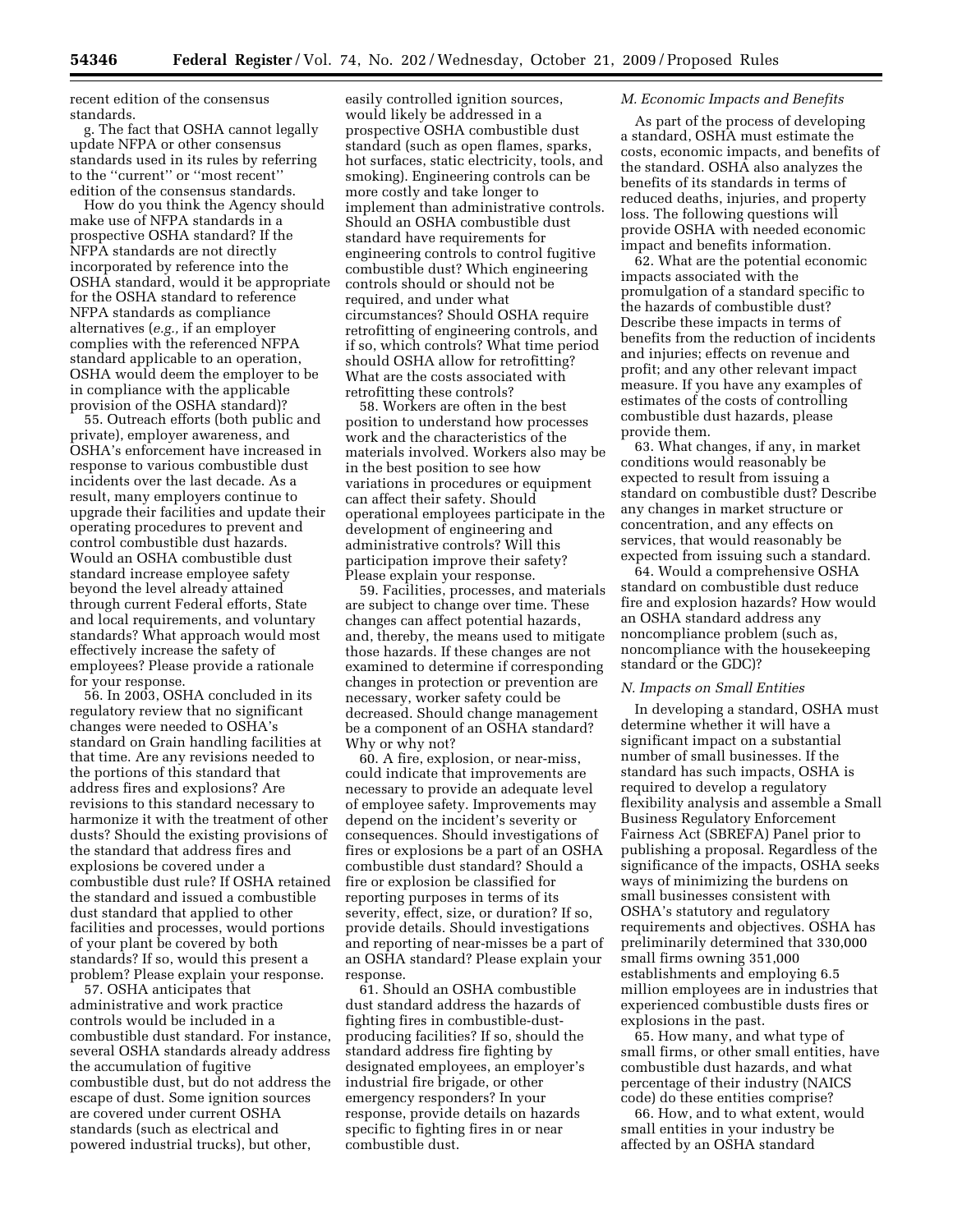recent edition of the consensus standards.

g. The fact that OSHA cannot legally update NFPA or other consensus standards used in its rules by referring to the ''current'' or ''most recent'' edition of the consensus standards.

How do you think the Agency should make use of NFPA standards in a prospective OSHA standard? If the NFPA standards are not directly incorporated by reference into the OSHA standard, would it be appropriate for the OSHA standard to reference NFPA standards as compliance alternatives (*e.g.,* if an employer complies with the referenced NFPA standard applicable to an operation, OSHA would deem the employer to be in compliance with the applicable provision of the OSHA standard)?

55. Outreach efforts (both public and private), employer awareness, and OSHA's enforcement have increased in response to various combustible dust incidents over the last decade. As a result, many employers continue to upgrade their facilities and update their operating procedures to prevent and control combustible dust hazards. Would an OSHA combustible dust standard increase employee safety beyond the level already attained through current Federal efforts, State and local requirements, and voluntary standards? What approach would most effectively increase the safety of employees? Please provide a rationale for your response.

56. In 2003, OSHA concluded in its regulatory review that no significant changes were needed to OSHA's standard on Grain handling facilities at that time. Are any revisions needed to the portions of this standard that address fires and explosions? Are revisions to this standard necessary to harmonize it with the treatment of other dusts? Should the existing provisions of the standard that address fires and explosions be covered under a combustible dust rule? If OSHA retained the standard and issued a combustible dust standard that applied to other facilities and processes, would portions of your plant be covered by both standards? If so, would this present a problem? Please explain your response.

57. OSHA anticipates that administrative and work practice controls would be included in a combustible dust standard. For instance, several OSHA standards already address the accumulation of fugitive combustible dust, but do not address the escape of dust. Some ignition sources are covered under current OSHA standards (such as electrical and powered industrial trucks), but other, easily controlled ignition sources, would likely be addressed in a prospective OSHA combustible dust standard (such as open flames, sparks, hot surfaces, static electricity, tools, and smoking). Engineering controls can be more costly and take longer to implement than administrative controls. Should an OSHA combustible dust standard have requirements for engineering controls to control fugitive combustible dust? Which engineering controls should or should not be required, and under what circumstances? Should OSHA require retrofitting of engineering controls, and if so, which controls? What time period should OSHA allow for retrofitting? What are the costs associated with retrofitting these controls?

58. Workers are often in the best position to understand how processes work and the characteristics of the materials involved. Workers also may be in the best position to see how variations in procedures or equipment can affect their safety. Should operational employees participate in the development of engineering and administrative controls? Will this participation improve their safety? Please explain your response.

59. Facilities, processes, and materials are subject to change over time. These changes can affect potential hazards, and, thereby, the means used to mitigate those hazards. If these changes are not examined to determine if corresponding changes in protection or prevention are necessary, worker safety could be decreased. Should change management be a component of an OSHA standard? Why or why not?

60. A fire, explosion, or near-miss, could indicate that improvements are necessary to provide an adequate level of employee safety. Improvements may depend on the incident's severity or consequences. Should investigations of fires or explosions be a part of an OSHA combustible dust standard? Should a fire or explosion be classified for reporting purposes in terms of its severity, effect, size, or duration? If so, provide details. Should investigations and reporting of near-misses be a part of an OSHA standard? Please explain your response.

61. Should an OSHA combustible dust standard address the hazards of fighting fires in combustible-dust-producing facilities? If so, should the standard address fire fighting by designated employees, an employer's industrial fire brigade, or other emergency responders? In your response, provide details on hazards specific to fighting fires in or near combustible dust.

### *M. Economic Impacts and Benefits*

As part of the process of developing a standard, OSHA must estimate the costs, economic impacts, and benefits of the standard. OSHA also analyzes the benefits of its standards in terms of reduced deaths, injuries, and property loss. The following questions will provide OSHA with needed economic impact and benefits information.

62. What are the potential economic impacts associated with the promulgation of a standard specific to the hazards of combustible dust? Describe these impacts in terms of benefits from the reduction of incidents and injuries; effects on revenue and profit; and any other relevant impact measure. If you have any examples of estimates of the costs of controlling combustible dust hazards, please provide them.

63. What changes, if any, in market conditions would reasonably be expected to result from issuing a standard on combustible dust? Describe any changes in market structure or concentration, and any effects on services, that would reasonably be expected from issuing such a standard.

64. Would a comprehensive OSHA standard on combustible dust reduce fire and explosion hazards? How would an OSHA standard address any noncompliance problem (such as, noncompliance with the housekeeping standard or the GDC)?

### *N. Impacts on Small Entities*

In developing a standard, OSHA must determine whether it will have a significant impact on a substantial number of small businesses. If the standard has such impacts, OSHA is required to develop a regulatory flexibility analysis and assemble a Small Business Regulatory Enforcement Fairness Act (SBREFA) Panel prior to publishing a proposal. Regardless of the significance of the impacts, OSHA seeks ways of minimizing the burdens on small businesses consistent with OSHA's statutory and regulatory requirements and objectives. OSHA has preliminarily determined that 330,000 small firms owning 351,000 establishments and employing 6.5 million employees are in industries that experienced combustible dusts fires or explosions in the past.

65. How many, and what type of small firms, or other small entities, have combustible dust hazards, and what percentage of their industry (NAICS code) do these entities comprise?

66. How, and to what extent, would small entities in your industry be affected by an OSHA standard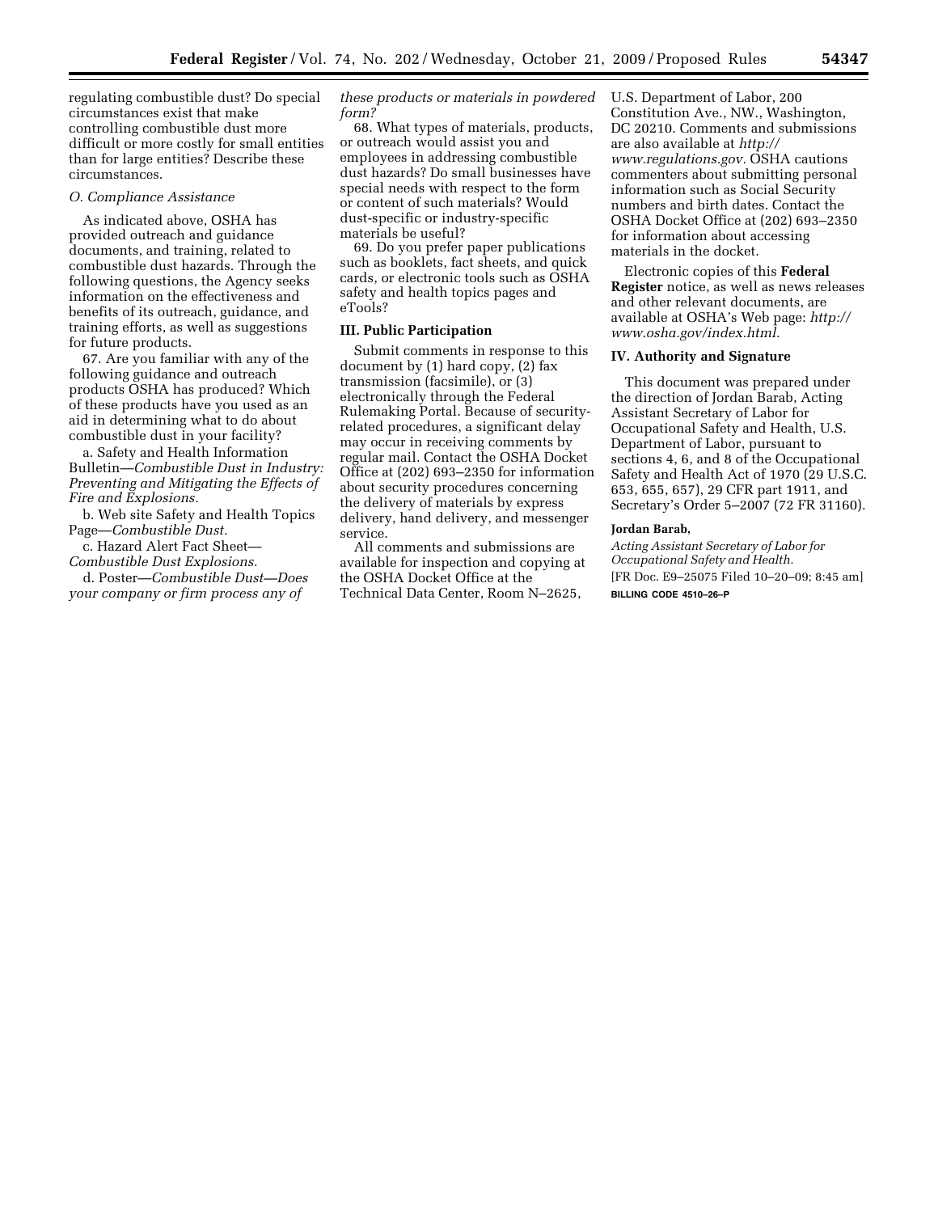regulating combustible dust? Do special circumstances exist that make controlling combustible dust more difficult or more costly for small entities than for large entities? Describe these circumstances.

*O. Compliance Assistance*

As indicated above, OSHA has provided outreach and guidance documents, and training, related to combustible dust hazards. Through the following questions, the Agency seeks information on the effectiveness and benefits of its outreach, guidance, and training efforts, as well as suggestions for future products.

67. Are you familiar with any of the following guidance and outreach products OSHA has produced? Which of these products have you used as an aid in determining what to do about combustible dust in your facility?

a. Safety and Health Information Bulletin—*Combustible Dust in Industry: Preventing and Mitigating the Effects of Fire and Explosions.*

b. Web site Safety and Health Topics Page—*Combustible Dust.*

c. Hazard Alert Fact Sheet—*Combustible Dust Explosions.*

d. Poster—*Combustible Dust—Does your company or firm process any of these products or materials in powdered form?*

68. What types of materials, products, or outreach would assist you and employees in addressing combustible dust hazards? Do small businesses have special needs with respect to the form or content of such materials? Would dust-specific or industry-specific materials be useful?

69. Do you prefer paper publications such as booklets, fact sheets, and quick cards, or electronic tools such as OSHA safety and health topics pages and eTools?

## III. Public Participation

Submit comments in response to this document by (1) hard copy, (2) fax transmission (facsimile), or (3) electronically through the Federal Rulemaking Portal. Because of security-related procedures, a significant delay may occur in receiving comments by regular mail. Contact the OSHA Docket Office at (202) 693–2350 for information about security procedures concerning the delivery of materials by express delivery, hand delivery, and messenger service.

All comments and submissions are available for inspection and copying at the OSHA Docket Office at the Technical Data Center, Room N–2625, U.S. Department of Labor, 200 Constitution Ave., NW., Washington, DC 20210. Comments and submissions are also available at *http://www.regulations.gov.* OSHA cautions commenters about submitting personal information such as Social Security numbers and birth dates. Contact the OSHA Docket Office at (202) 693–2350 for information about accessing materials in the docket.

Electronic copies of this **Federal Register** notice, as well as news releases and other relevant documents, are available at OSHA's Web page: *http://www.osha.gov/index.html.*

## IV. Authority and Signature

This document was prepared under the direction of Jordan Barab, Acting Assistant Secretary of Labor for Occupational Safety and Health, U.S. Department of Labor, pursuant to sections 4, 6, and 8 of the Occupational Safety and Health Act of 1970 (29 U.S.C. 653, 655, 657), 29 CFR part 1911, and Secretary's Order 5–2007 (72 FR 31160).

**Jordan Barab,**

*Acting Assistant Secretary of Labor for Occupational Safety and Health.*

[FR Doc. E9–25075 Filed 10–20–09; 8:45 am]

**BILLING CODE 4510–26–P**